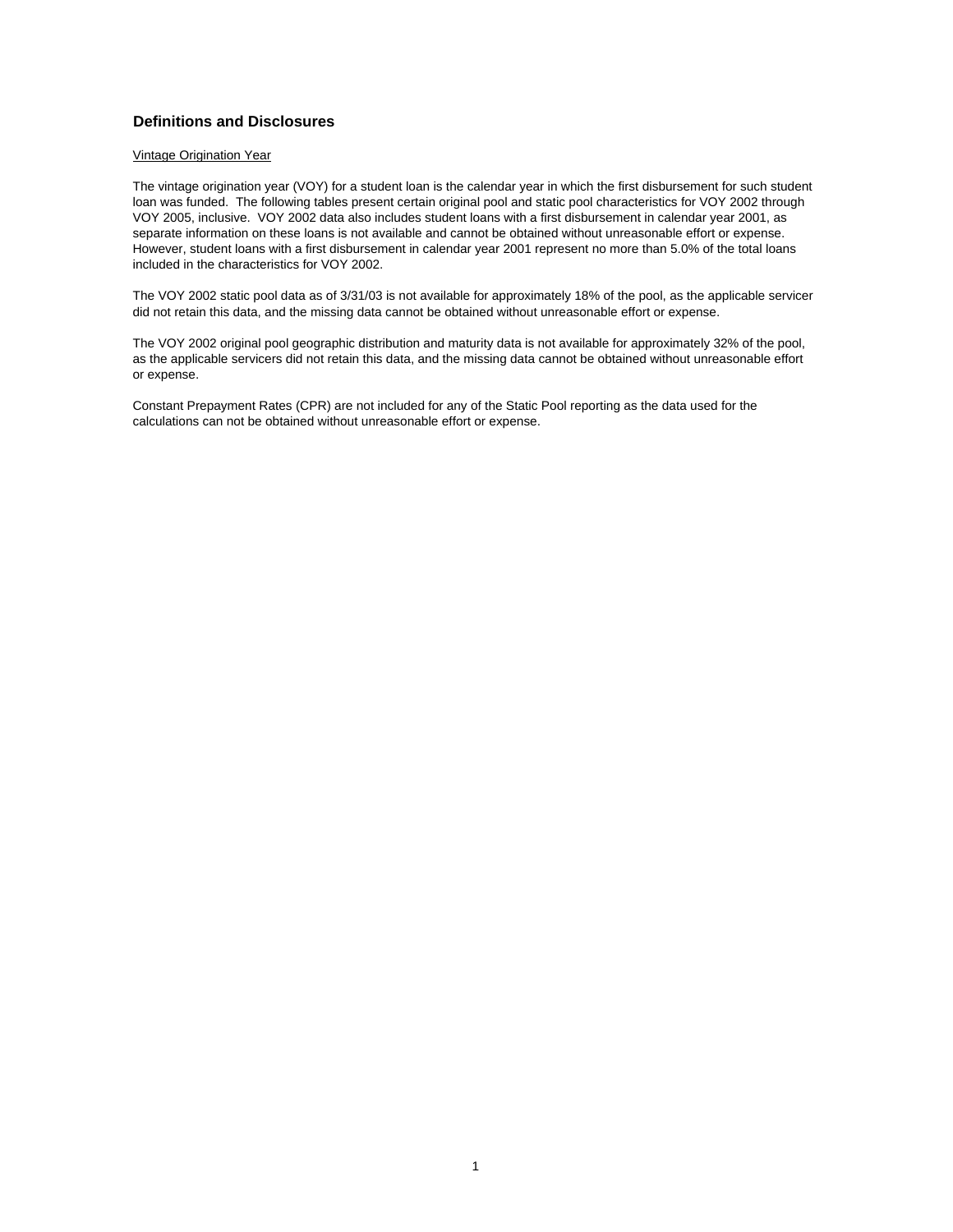## Definitions and Disclosures

Vintage Origination Year

The vintage origination year (VOY) for a student loan is the calendar year in which the first disbursement for such student loan was funded. The following tables present certain original pool and static pool characteristics for VOY 2002 through VOY 2005, inclusive. VOY 2002 data also includes student loans with a first disbursement in calendar year 2001, as separate information on these loans is not available and cannot be obtained without unreasonable effort or expense. However, student loans with a first disbursement in calendar year 2001 represent no more than 5.0% of the total loans included in the characteristics for VOY 2002.

The VOY 2002 static pool data as of 3/31/03 is not available for approximately 18% of the pool, as the applicable servicer did not retain this data, and the missing data cannot be obtained without unreasonable effort or expense.

The VOY 2002 original pool geographic distribution and maturity data is not available for approximately 32% of the pool, as the applicable servicers did not retain this data, and the missing data cannot be obtained without unreasonable effort or expense.

Constant Prepayment Rates (CPR) are not included for any of the Static Pool reporting as the data used for the calculations can not be obtained without unreasonable effort or expense.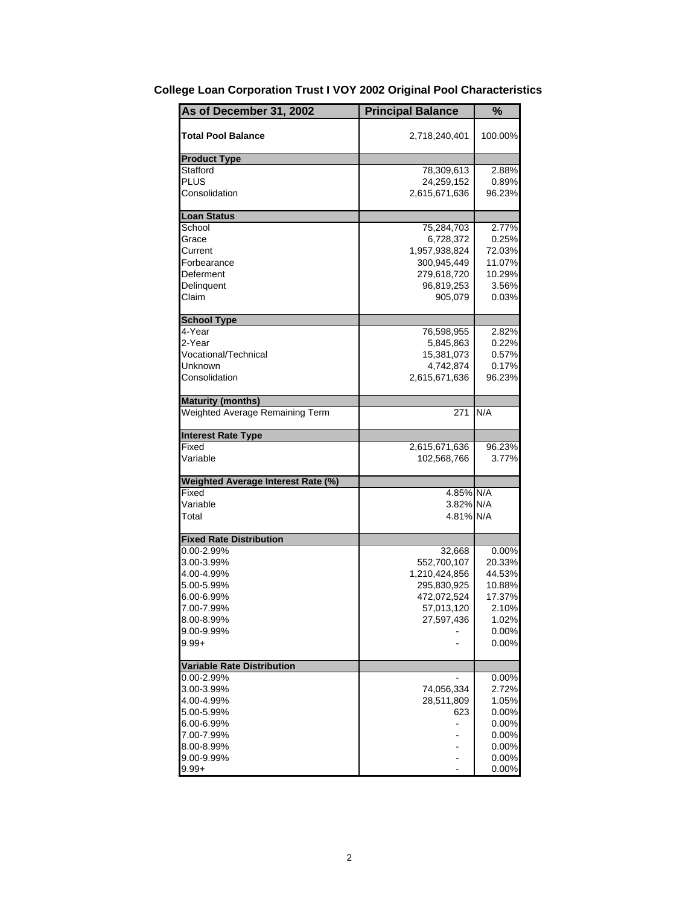## College Loan Corporation Trust I VOY 2002 Original Pool Characteristics

| As of December 31, 2002 | Principal Balance | % |
|---|---|---|
| **Total Pool Balance** | 2,718,240,401 | 100.00% |
| **Product Type** | | |
| Stafford | 78,309,613 | 2.88% |
| PLUS | 24,259,152 | 0.89% |
| Consolidation | 2,615,671,636 | 96.23% |
| **Loan Status** | | |
| School | 75,284,703 | 2.77% |
| Grace | 6,728,372 | 0.25% |
| Current | 1,957,938,824 | 72.03% |
| Forbearance | 300,945,449 | 11.07% |
| Deferment | 279,618,720 | 10.29% |
| Delinquent | 96,819,253 | 3.56% |
| Claim | 905,079 | 0.03% |
| **School Type** | | |
| 4-Year | 76,598,955 | 2.82% |
| 2-Year | 5,845,863 | 0.22% |
| Vocational/Technical | 15,381,073 | 0.57% |
| Unknown | 4,742,874 | 0.17% |
| Consolidation | 2,615,671,636 | 96.23% |
| **Maturity (months)** | | |
| Weighted Average Remaining Term | 271 | N/A |
| **Interest Rate Type** | | |
| Fixed | 2,615,671,636 | 96.23% |
| Variable | 102,568,766 | 3.77% |
| **Weighted Average Interest Rate (%)** | | |
| Fixed | 4.85% | N/A |
| Variable | 3.82% | N/A |
| Total | 4.81% | N/A |
| **Fixed Rate Distribution** | | |
| 0.00-2.99% | 32,668 | 0.00% |
| 3.00-3.99% | 552,700,107 | 20.33% |
| 4.00-4.99% | 1,210,424,856 | 44.53% |
| 5.00-5.99% | 295,830,925 | 10.88% |
| 6.00-6.99% | 472,072,524 | 17.37% |
| 7.00-7.99% | 57,013,120 | 2.10% |
| 8.00-8.99% | 27,597,436 | 1.02% |
| 9.00-9.99% | - | 0.00% |
| 9.99+ | - | 0.00% |
| **Variable Rate Distribution** | | |
| 0.00-2.99% | - | 0.00% |
| 3.00-3.99% | 74,056,334 | 2.72% |
| 4.00-4.99% | 28,511,809 | 1.05% |
| 5.00-5.99% | 623 | 0.00% |
| 6.00-6.99% | - | 0.00% |
| 7.00-7.99% | - | 0.00% |
| 8.00-8.99% | - | 0.00% |
| 9.00-9.99% | - | 0.00% |
| 9.99+ | - | 0.00% |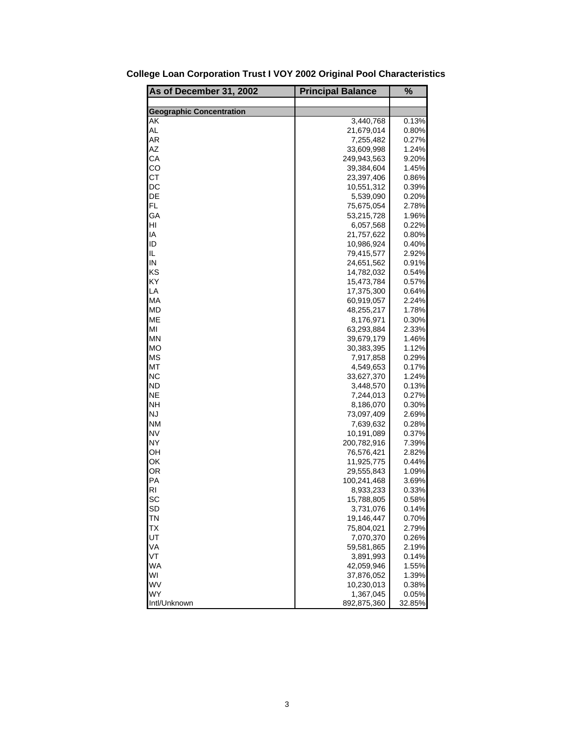# College Loan Corporation Trust I VOY 2002 Original Pool Characteristics

| As of December 31, 2002 | Principal Balance | % |
|---|---|---|
| | | |
| **Geographic Concentration** | | |
| AK | 3,440,768 | 0.13% |
| AL | 21,679,014 | 0.80% |
| AR | 7,255,482 | 0.27% |
| AZ | 33,609,998 | 1.24% |
| CA | 249,943,563 | 9.20% |
| CO | 39,384,604 | 1.45% |
| CT | 23,397,406 | 0.86% |
| DC | 10,551,312 | 0.39% |
| DE | 5,539,090 | 0.20% |
| FL | 75,675,054 | 2.78% |
| GA | 53,215,728 | 1.96% |
| HI | 6,057,568 | 0.22% |
| IA | 21,757,622 | 0.80% |
| ID | 10,986,924 | 0.40% |
| IL | 79,415,577 | 2.92% |
| IN | 24,651,562 | 0.91% |
| KS | 14,782,032 | 0.54% |
| KY | 15,473,784 | 0.57% |
| LA | 17,375,300 | 0.64% |
| MA | 60,919,057 | 2.24% |
| MD | 48,255,217 | 1.78% |
| ME | 8,176,971 | 0.30% |
| MI | 63,293,884 | 2.33% |
| MN | 39,679,179 | 1.46% |
| MO | 30,383,395 | 1.12% |
| MS | 7,917,858 | 0.29% |
| MT | 4,549,653 | 0.17% |
| NC | 33,627,370 | 1.24% |
| ND | 3,448,570 | 0.13% |
| NE | 7,244,013 | 0.27% |
| NH | 8,186,070 | 0.30% |
| NJ | 73,097,409 | 2.69% |
| NM | 7,639,632 | 0.28% |
| NV | 10,191,089 | 0.37% |
| NY | 200,782,916 | 7.39% |
| OH | 76,576,421 | 2.82% |
| OK | 11,925,775 | 0.44% |
| OR | 29,555,843 | 1.09% |
| PA | 100,241,468 | 3.69% |
| RI | 8,933,233 | 0.33% |
| SC | 15,788,805 | 0.58% |
| SD | 3,731,076 | 0.14% |
| TN | 19,146,447 | 0.70% |
| TX | 75,804,021 | 2.79% |
| UT | 7,070,370 | 0.26% |
| VA | 59,581,865 | 2.19% |
| VT | 3,891,993 | 0.14% |
| WA | 42,059,946 | 1.55% |
| WI | 37,876,052 | 1.39% |
| WV | 10,230,013 | 0.38% |
| WY | 1,367,045 | 0.05% |
| Intl/Unknown | 892,875,360 | 32.85% |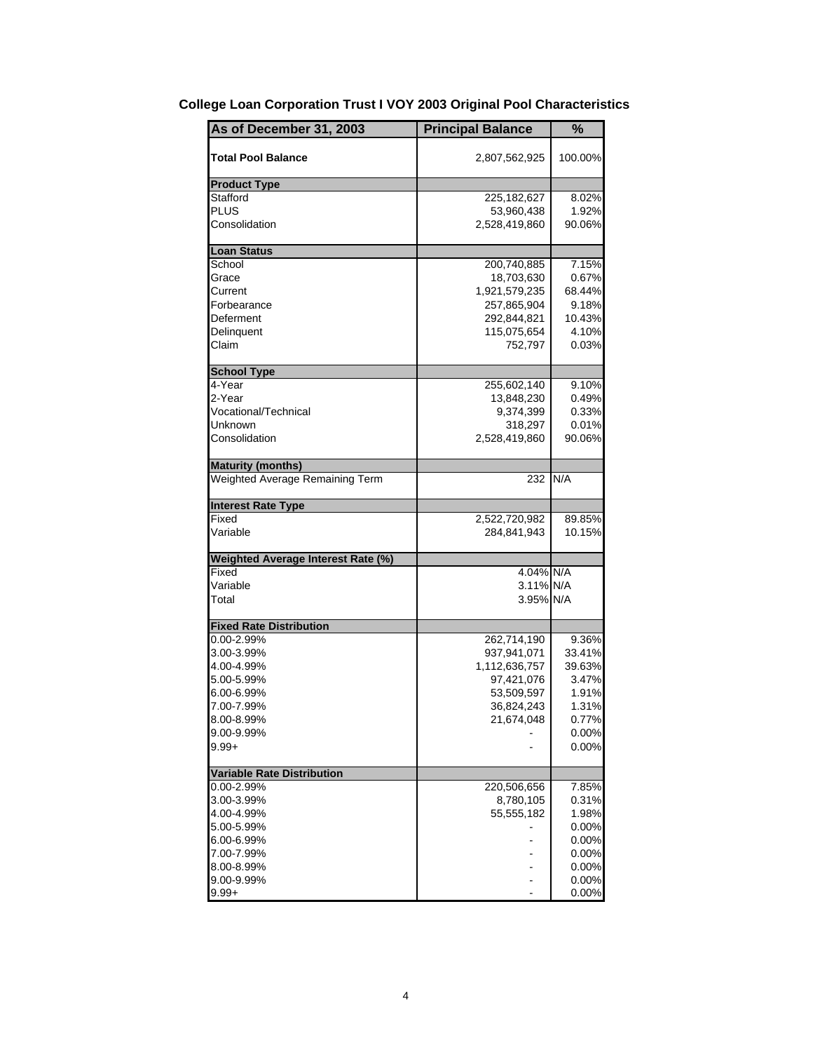# College Loan Corporation Trust I VOY 2003 Original Pool Characteristics

| As of December 31, 2003 | Principal Balance | % |
|---|---|---|
| **Total Pool Balance** | 2,807,562,925 | 100.00% |
| **Product Type** | | |
| Stafford | 225,182,627 | 8.02% |
| PLUS | 53,960,438 | 1.92% |
| Consolidation | 2,528,419,860 | 90.06% |
| **Loan Status** | | |
| School | 200,740,885 | 7.15% |
| Grace | 18,703,630 | 0.67% |
| Current | 1,921,579,235 | 68.44% |
| Forbearance | 257,865,904 | 9.18% |
| Deferment | 292,844,821 | 10.43% |
| Delinquent | 115,075,654 | 4.10% |
| Claim | 752,797 | 0.03% |
| **School Type** | | |
| 4-Year | 255,602,140 | 9.10% |
| 2-Year | 13,848,230 | 0.49% |
| Vocational/Technical | 9,374,399 | 0.33% |
| Unknown | 318,297 | 0.01% |
| Consolidation | 2,528,419,860 | 90.06% |
| **Maturity (months)** | | |
| Weighted Average Remaining Term | 232 | N/A |
| **Interest Rate Type** | | |
| Fixed | 2,522,720,982 | 89.85% |
| Variable | 284,841,943 | 10.15% |
| **Weighted Average Interest Rate (%)** | | |
| Fixed | 4.04% | N/A |
| Variable | 3.11% | N/A |
| Total | 3.95% | N/A |
| **Fixed Rate Distribution** | | |
| 0.00-2.99% | 262,714,190 | 9.36% |
| 3.00-3.99% | 937,941,071 | 33.41% |
| 4.00-4.99% | 1,112,636,757 | 39.63% |
| 5.00-5.99% | 97,421,076 | 3.47% |
| 6.00-6.99% | 53,509,597 | 1.91% |
| 7.00-7.99% | 36,824,243 | 1.31% |
| 8.00-8.99% | 21,674,048 | 0.77% |
| 9.00-9.99% | - | 0.00% |
| 9.99+ | - | 0.00% |
| **Variable Rate Distribution** | | |
| 0.00-2.99% | 220,506,656 | 7.85% |
| 3.00-3.99% | 8,780,105 | 0.31% |
| 4.00-4.99% | 55,555,182 | 1.98% |
| 5.00-5.99% | - | 0.00% |
| 6.00-6.99% | - | 0.00% |
| 7.00-7.99% | - | 0.00% |
| 8.00-8.99% | - | 0.00% |
| 9.00-9.99% | - | 0.00% |
| 9.99+ | - | 0.00% |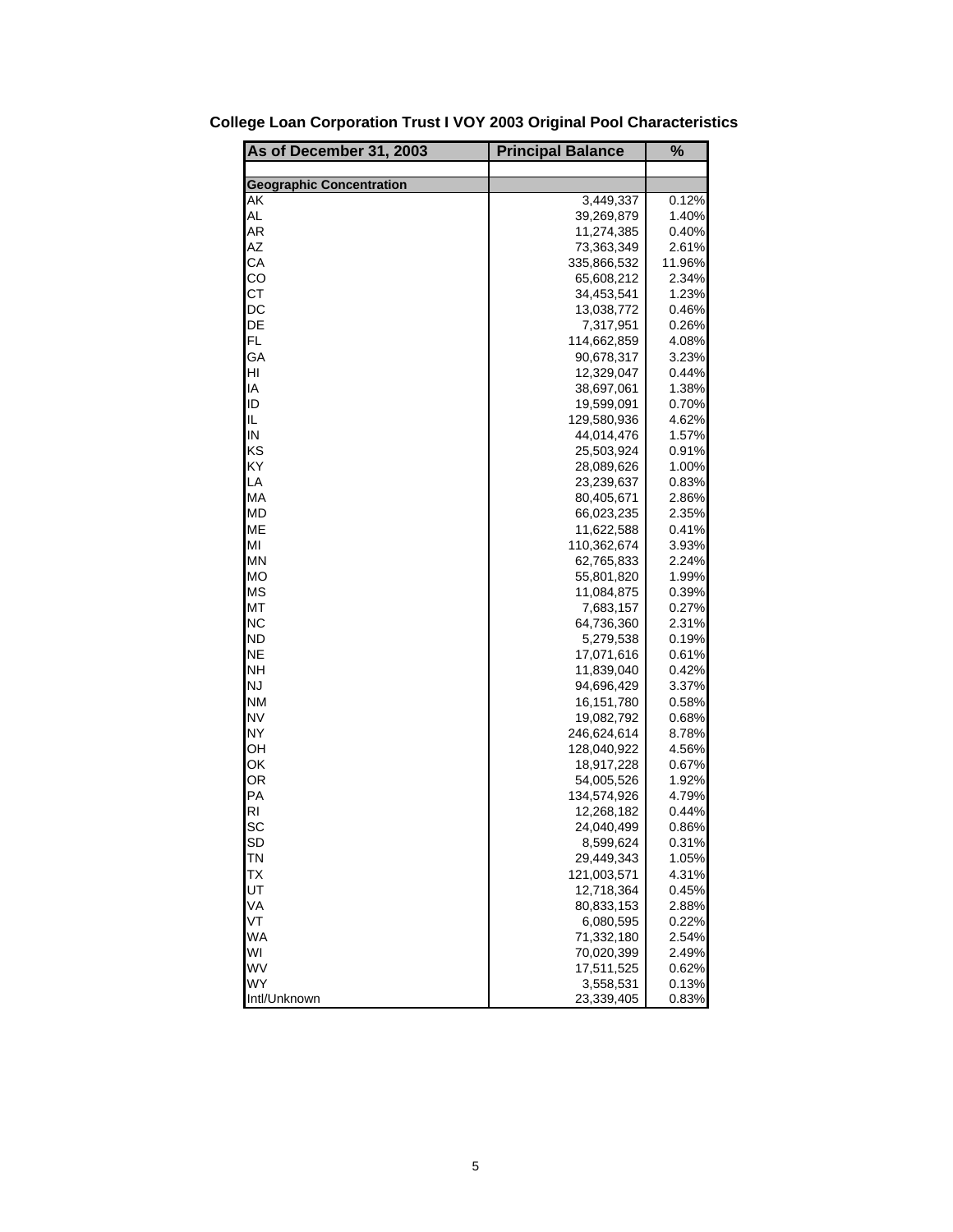**College Loan Corporation Trust I VOY 2003 Original Pool Characteristics**

| As of December 31, 2003 | Principal Balance | % |
|---|---|---|
| | | |
| **Geographic Concentration** | | |
| AK | 3,449,337 | 0.12% |
| AL | 39,269,879 | 1.40% |
| AR | 11,274,385 | 0.40% |
| AZ | 73,363,349 | 2.61% |
| CA | 335,866,532 | 11.96% |
| CO | 65,608,212 | 2.34% |
| CT | 34,453,541 | 1.23% |
| DC | 13,038,772 | 0.46% |
| DE | 7,317,951 | 0.26% |
| FL | 114,662,859 | 4.08% |
| GA | 90,678,317 | 3.23% |
| HI | 12,329,047 | 0.44% |
| IA | 38,697,061 | 1.38% |
| ID | 19,599,091 | 0.70% |
| IL | 129,580,936 | 4.62% |
| IN | 44,014,476 | 1.57% |
| KS | 25,503,924 | 0.91% |
| KY | 28,089,626 | 1.00% |
| LA | 23,239,637 | 0.83% |
| MA | 80,405,671 | 2.86% |
| MD | 66,023,235 | 2.35% |
| ME | 11,622,588 | 0.41% |
| MI | 110,362,674 | 3.93% |
| MN | 62,765,833 | 2.24% |
| MO | 55,801,820 | 1.99% |
| MS | 11,084,875 | 0.39% |
| MT | 7,683,157 | 0.27% |
| NC | 64,736,360 | 2.31% |
| ND | 5,279,538 | 0.19% |
| NE | 17,071,616 | 0.61% |
| NH | 11,839,040 | 0.42% |
| NJ | 94,696,429 | 3.37% |
| NM | 16,151,780 | 0.58% |
| NV | 19,082,792 | 0.68% |
| NY | 246,624,614 | 8.78% |
| OH | 128,040,922 | 4.56% |
| OK | 18,917,228 | 0.67% |
| OR | 54,005,526 | 1.92% |
| PA | 134,574,926 | 4.79% |
| RI | 12,268,182 | 0.44% |
| SC | 24,040,499 | 0.86% |
| SD | 8,599,624 | 0.31% |
| TN | 29,449,343 | 1.05% |
| TX | 121,003,571 | 4.31% |
| UT | 12,718,364 | 0.45% |
| VA | 80,833,153 | 2.88% |
| VT | 6,080,595 | 0.22% |
| WA | 71,332,180 | 2.54% |
| WI | 70,020,399 | 2.49% |
| WV | 17,511,525 | 0.62% |
| WY | 3,558,531 | 0.13% |
| Intl/Unknown | 23,339,405 | 0.83% |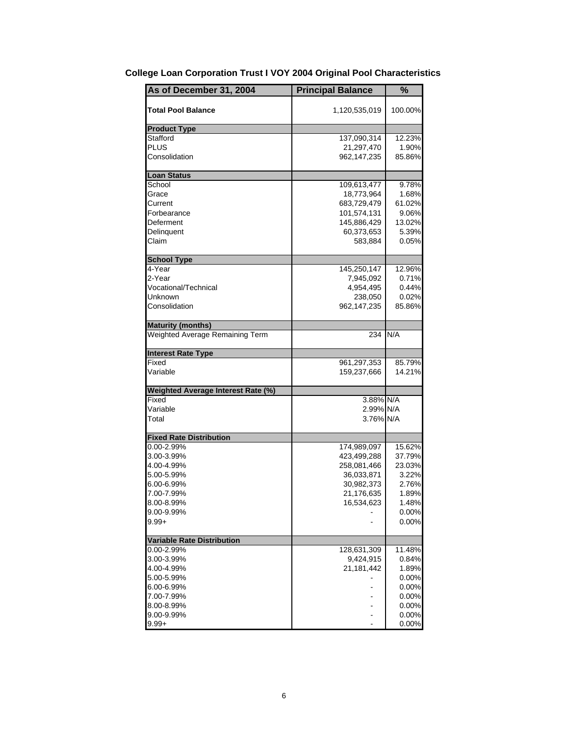# College Loan Corporation Trust I VOY 2004 Original Pool Characteristics

| As of December 31, 2004 | Principal Balance | % |
|---|---|---|
| **Total Pool Balance** | 1,120,535,019 | 100.00% |
| **Product Type** | | |
| Stafford | 137,090,314 | 12.23% |
| PLUS | 21,297,470 | 1.90% |
| Consolidation | 962,147,235 | 85.86% |
| **Loan Status** | | |
| School | 109,613,477 | 9.78% |
| Grace | 18,773,964 | 1.68% |
| Current | 683,729,479 | 61.02% |
| Forbearance | 101,574,131 | 9.06% |
| Deferment | 145,886,429 | 13.02% |
| Delinquent | 60,373,653 | 5.39% |
| Claim | 583,884 | 0.05% |
| **School Type** | | |
| 4-Year | 145,250,147 | 12.96% |
| 2-Year | 7,945,092 | 0.71% |
| Vocational/Technical | 4,954,495 | 0.44% |
| Unknown | 238,050 | 0.02% |
| Consolidation | 962,147,235 | 85.86% |
| **Maturity (months)** | | |
| Weighted Average Remaining Term | 234 | N/A |
| **Interest Rate Type** | | |
| Fixed | 961,297,353 | 85.79% |
| Variable | 159,237,666 | 14.21% |
| **Weighted Average Interest Rate (%)** | | |
| Fixed | 3.88% | N/A |
| Variable | 2.99% | N/A |
| Total | 3.76% | N/A |
| **Fixed Rate Distribution** | | |
| 0.00-2.99% | 174,989,097 | 15.62% |
| 3.00-3.99% | 423,499,288 | 37.79% |
| 4.00-4.99% | 258,081,466 | 23.03% |
| 5.00-5.99% | 36,033,871 | 3.22% |
| 6.00-6.99% | 30,982,373 | 2.76% |
| 7.00-7.99% | 21,176,635 | 1.89% |
| 8.00-8.99% | 16,534,623 | 1.48% |
| 9.00-9.99% | - | 0.00% |
| 9.99+ | - | 0.00% |
| **Variable Rate Distribution** | | |
| 0.00-2.99% | 128,631,309 | 11.48% |
| 3.00-3.99% | 9,424,915 | 0.84% |
| 4.00-4.99% | 21,181,442 | 1.89% |
| 5.00-5.99% | - | 0.00% |
| 6.00-6.99% | - | 0.00% |
| 7.00-7.99% | - | 0.00% |
| 8.00-8.99% | - | 0.00% |
| 9.00-9.99% | - | 0.00% |
| 9.99+ | - | 0.00% |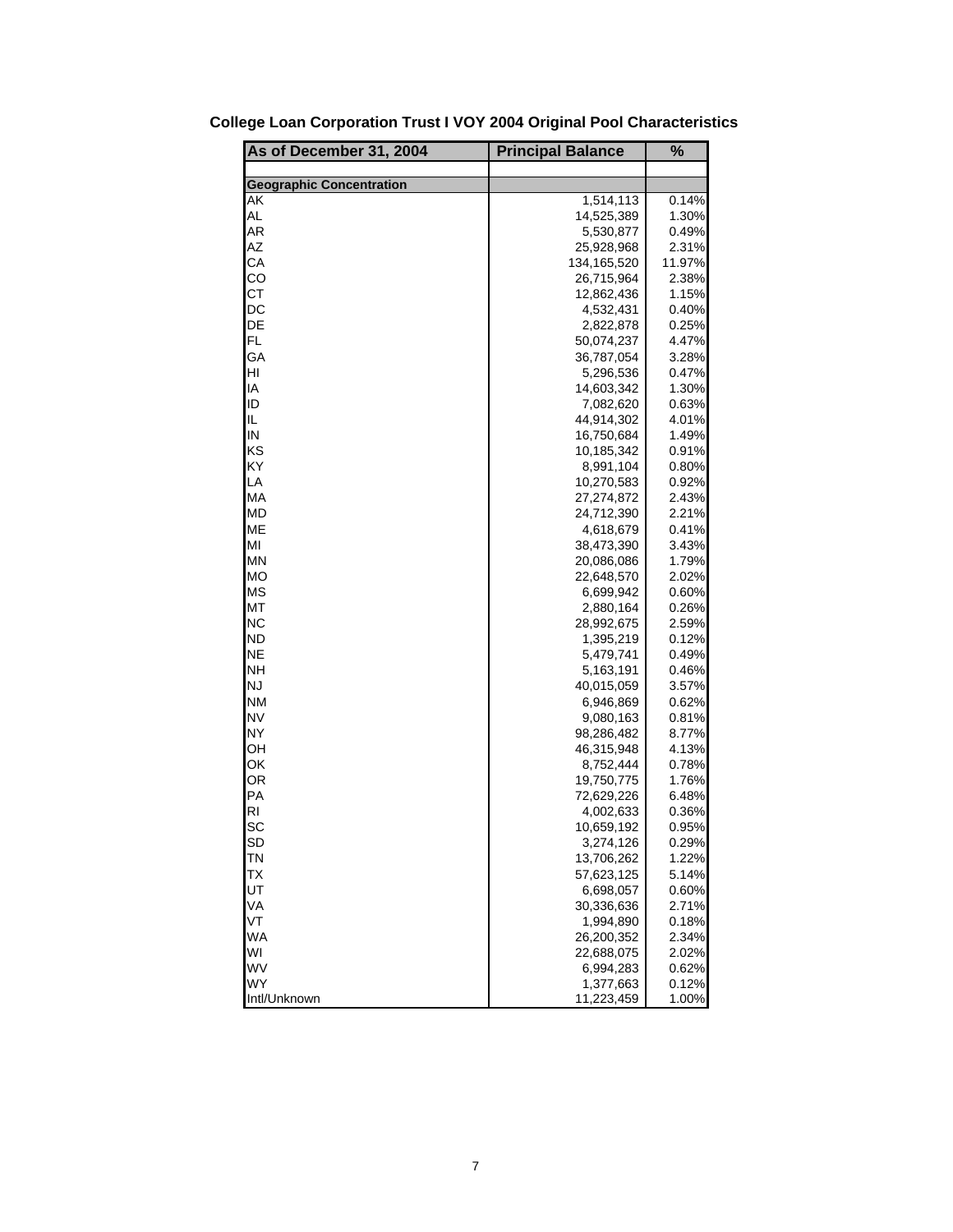# College Loan Corporation Trust I VOY 2004 Original Pool Characteristics

| As of December 31, 2004 | Principal Balance | % |
|---|---|---|
| | | |
| **Geographic Concentration** | | |
| AK | 1,514,113 | 0.14% |
| AL | 14,525,389 | 1.30% |
| AR | 5,530,877 | 0.49% |
| AZ | 25,928,968 | 2.31% |
| CA | 134,165,520 | 11.97% |
| CO | 26,715,964 | 2.38% |
| CT | 12,862,436 | 1.15% |
| DC | 4,532,431 | 0.40% |
| DE | 2,822,878 | 0.25% |
| FL | 50,074,237 | 4.47% |
| GA | 36,787,054 | 3.28% |
| HI | 5,296,536 | 0.47% |
| IA | 14,603,342 | 1.30% |
| ID | 7,082,620 | 0.63% |
| IL | 44,914,302 | 4.01% |
| IN | 16,750,684 | 1.49% |
| KS | 10,185,342 | 0.91% |
| KY | 8,991,104 | 0.80% |
| LA | 10,270,583 | 0.92% |
| MA | 27,274,872 | 2.43% |
| MD | 24,712,390 | 2.21% |
| ME | 4,618,679 | 0.41% |
| MI | 38,473,390 | 3.43% |
| MN | 20,086,086 | 1.79% |
| MO | 22,648,570 | 2.02% |
| MS | 6,699,942 | 0.60% |
| MT | 2,880,164 | 0.26% |
| NC | 28,992,675 | 2.59% |
| ND | 1,395,219 | 0.12% |
| NE | 5,479,741 | 0.49% |
| NH | 5,163,191 | 0.46% |
| NJ | 40,015,059 | 3.57% |
| NM | 6,946,869 | 0.62% |
| NV | 9,080,163 | 0.81% |
| NY | 98,286,482 | 8.77% |
| OH | 46,315,948 | 4.13% |
| OK | 8,752,444 | 0.78% |
| OR | 19,750,775 | 1.76% |
| PA | 72,629,226 | 6.48% |
| RI | 4,002,633 | 0.36% |
| SC | 10,659,192 | 0.95% |
| SD | 3,274,126 | 0.29% |
| TN | 13,706,262 | 1.22% |
| TX | 57,623,125 | 5.14% |
| UT | 6,698,057 | 0.60% |
| VA | 30,336,636 | 2.71% |
| VT | 1,994,890 | 0.18% |
| WA | 26,200,352 | 2.34% |
| WI | 22,688,075 | 2.02% |
| WV | 6,994,283 | 0.62% |
| WY | 1,377,663 | 0.12% |
| Intl/Unknown | 11,223,459 | 1.00% |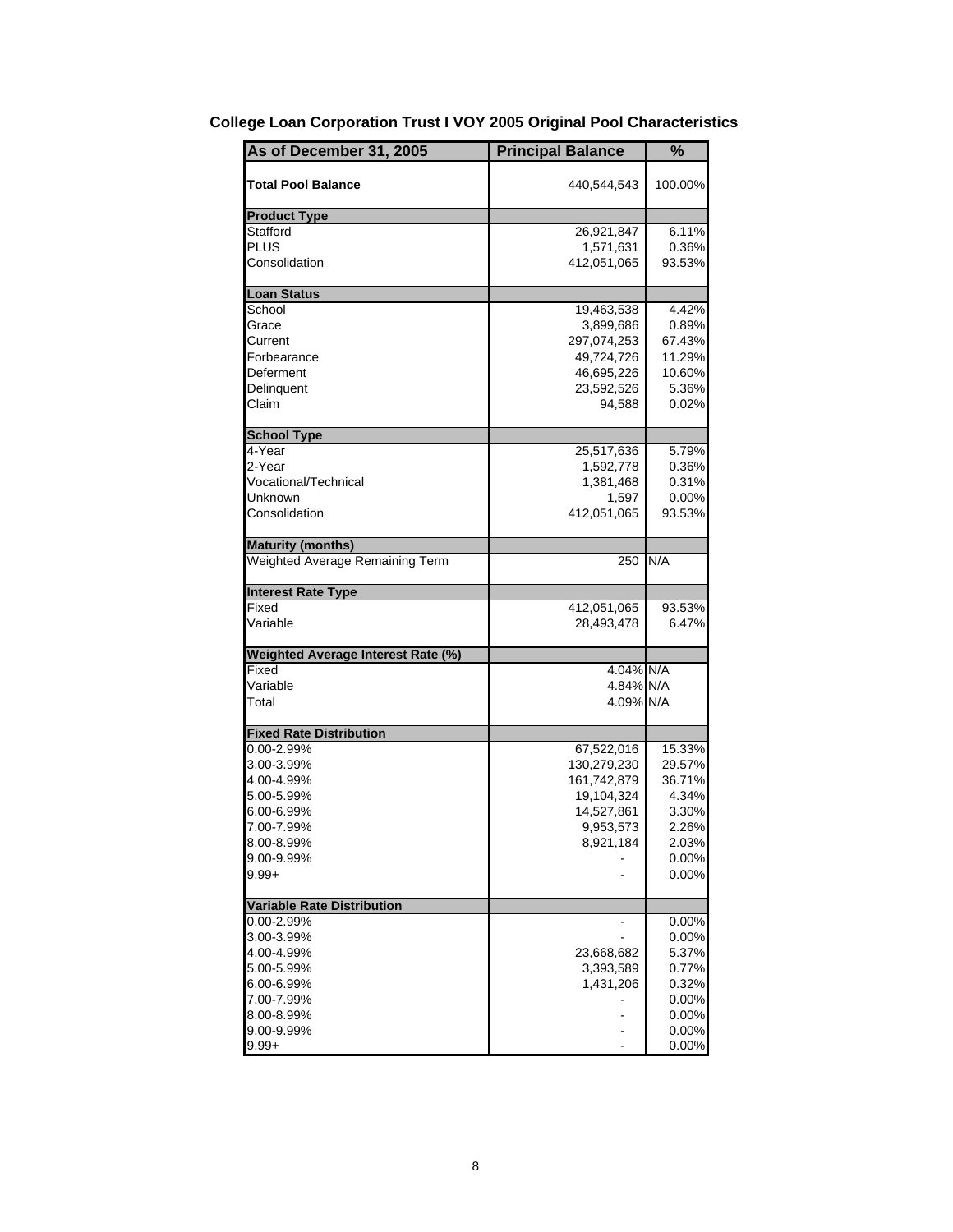# College Loan Corporation Trust I VOY 2005 Original Pool Characteristics

| As of December 31, 2005 | Principal Balance | % |
|---|---|---|
| **Total Pool Balance** | 440,544,543 | 100.00% |
| **Product Type** | | |
| Stafford | 26,921,847 | 6.11% |
| PLUS | 1,571,631 | 0.36% |
| Consolidation | 412,051,065 | 93.53% |
| **Loan Status** | | |
| School | 19,463,538 | 4.42% |
| Grace | 3,899,686 | 0.89% |
| Current | 297,074,253 | 67.43% |
| Forbearance | 49,724,726 | 11.29% |
| Deferment | 46,695,226 | 10.60% |
| Delinquent | 23,592,526 | 5.36% |
| Claim | 94,588 | 0.02% |
| **School Type** | | |
| 4-Year | 25,517,636 | 5.79% |
| 2-Year | 1,592,778 | 0.36% |
| Vocational/Technical | 1,381,468 | 0.31% |
| Unknown | 1,597 | 0.00% |
| Consolidation | 412,051,065 | 93.53% |
| **Maturity (months)** | | |
| Weighted Average Remaining Term | 250 | N/A |
| **Interest Rate Type** | | |
| Fixed | 412,051,065 | 93.53% |
| Variable | 28,493,478 | 6.47% |
| **Weighted Average Interest Rate (%)** | | |
| Fixed | 4.04% | N/A |
| Variable | 4.84% | N/A |
| Total | 4.09% | N/A |
| **Fixed Rate Distribution** | | |
| 0.00-2.99% | 67,522,016 | 15.33% |
| 3.00-3.99% | 130,279,230 | 29.57% |
| 4.00-4.99% | 161,742,879 | 36.71% |
| 5.00-5.99% | 19,104,324 | 4.34% |
| 6.00-6.99% | 14,527,861 | 3.30% |
| 7.00-7.99% | 9,953,573 | 2.26% |
| 8.00-8.99% | 8,921,184 | 2.03% |
| 9.00-9.99% | - | 0.00% |
| 9.99+ | - | 0.00% |
| **Variable Rate Distribution** | | |
| 0.00-2.99% | - | 0.00% |
| 3.00-3.99% | - | 0.00% |
| 4.00-4.99% | 23,668,682 | 5.37% |
| 5.00-5.99% | 3,393,589 | 0.77% |
| 6.00-6.99% | 1,431,206 | 0.32% |
| 7.00-7.99% | - | 0.00% |
| 8.00-8.99% | - | 0.00% |
| 9.00-9.99% | - | 0.00% |
| 9.99+ | - | 0.00% |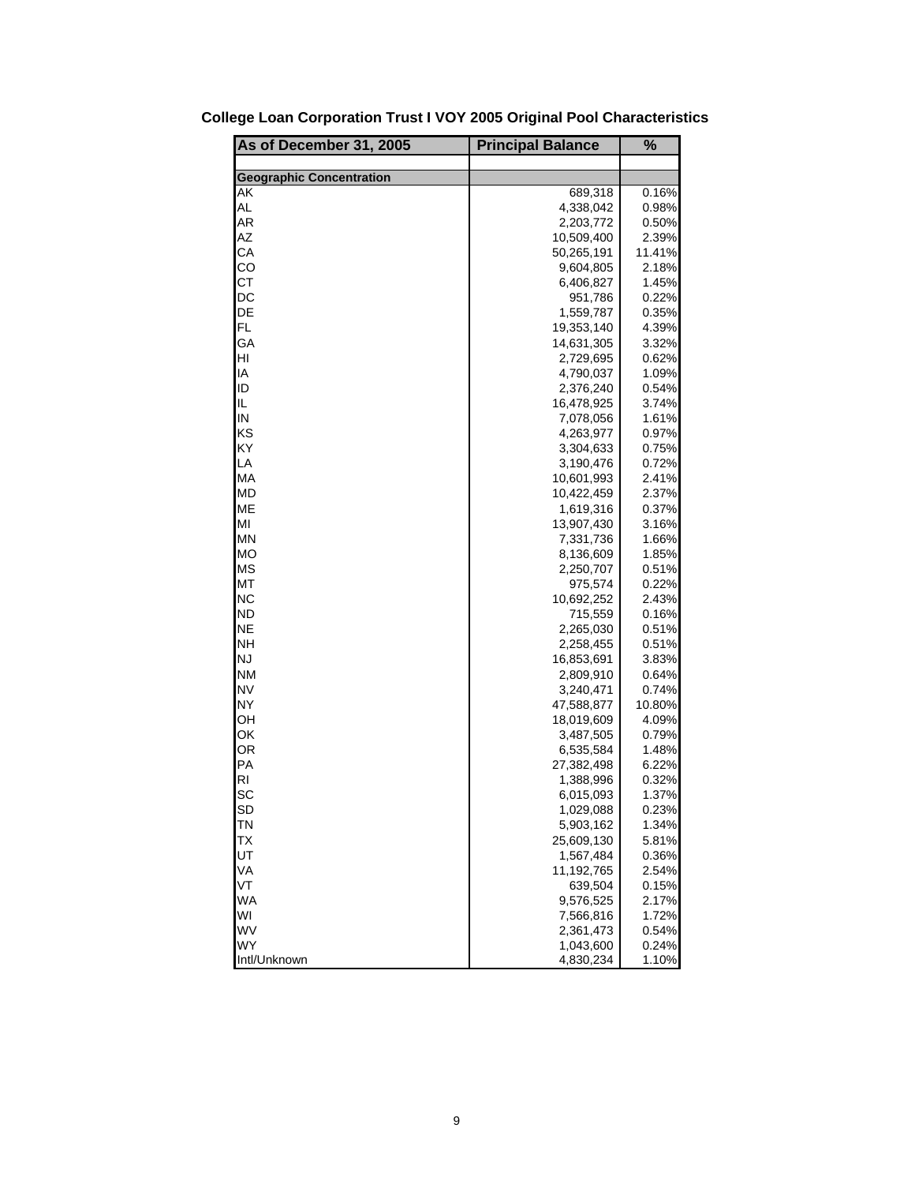# College Loan Corporation Trust I VOY 2005 Original Pool Characteristics

| As of December 31, 2005 | Principal Balance | % |
|---|---|---|
| | | |
| **Geographic Concentration** | | |
| AK | 689,318 | 0.16% |
| AL | 4,338,042 | 0.98% |
| AR | 2,203,772 | 0.50% |
| AZ | 10,509,400 | 2.39% |
| CA | 50,265,191 | 11.41% |
| CO | 9,604,805 | 2.18% |
| CT | 6,406,827 | 1.45% |
| DC | 951,786 | 0.22% |
| DE | 1,559,787 | 0.35% |
| FL | 19,353,140 | 4.39% |
| GA | 14,631,305 | 3.32% |
| HI | 2,729,695 | 0.62% |
| IA | 4,790,037 | 1.09% |
| ID | 2,376,240 | 0.54% |
| IL | 16,478,925 | 3.74% |
| IN | 7,078,056 | 1.61% |
| KS | 4,263,977 | 0.97% |
| KY | 3,304,633 | 0.75% |
| LA | 3,190,476 | 0.72% |
| MA | 10,601,993 | 2.41% |
| MD | 10,422,459 | 2.37% |
| ME | 1,619,316 | 0.37% |
| MI | 13,907,430 | 3.16% |
| MN | 7,331,736 | 1.66% |
| MO | 8,136,609 | 1.85% |
| MS | 2,250,707 | 0.51% |
| MT | 975,574 | 0.22% |
| NC | 10,692,252 | 2.43% |
| ND | 715,559 | 0.16% |
| NE | 2,265,030 | 0.51% |
| NH | 2,258,455 | 0.51% |
| NJ | 16,853,691 | 3.83% |
| NM | 2,809,910 | 0.64% |
| NV | 3,240,471 | 0.74% |
| NY | 47,588,877 | 10.80% |
| OH | 18,019,609 | 4.09% |
| OK | 3,487,505 | 0.79% |
| OR | 6,535,584 | 1.48% |
| PA | 27,382,498 | 6.22% |
| RI | 1,388,996 | 0.32% |
| SC | 6,015,093 | 1.37% |
| SD | 1,029,088 | 0.23% |
| TN | 5,903,162 | 1.34% |
| TX | 25,609,130 | 5.81% |
| UT | 1,567,484 | 0.36% |
| VA | 11,192,765 | 2.54% |
| VT | 639,504 | 0.15% |
| WA | 9,576,525 | 2.17% |
| WI | 7,566,816 | 1.72% |
| WV | 2,361,473 | 0.54% |
| WY | 1,043,600 | 0.24% |
| Intl/Unknown | 4,830,234 | 1.10% |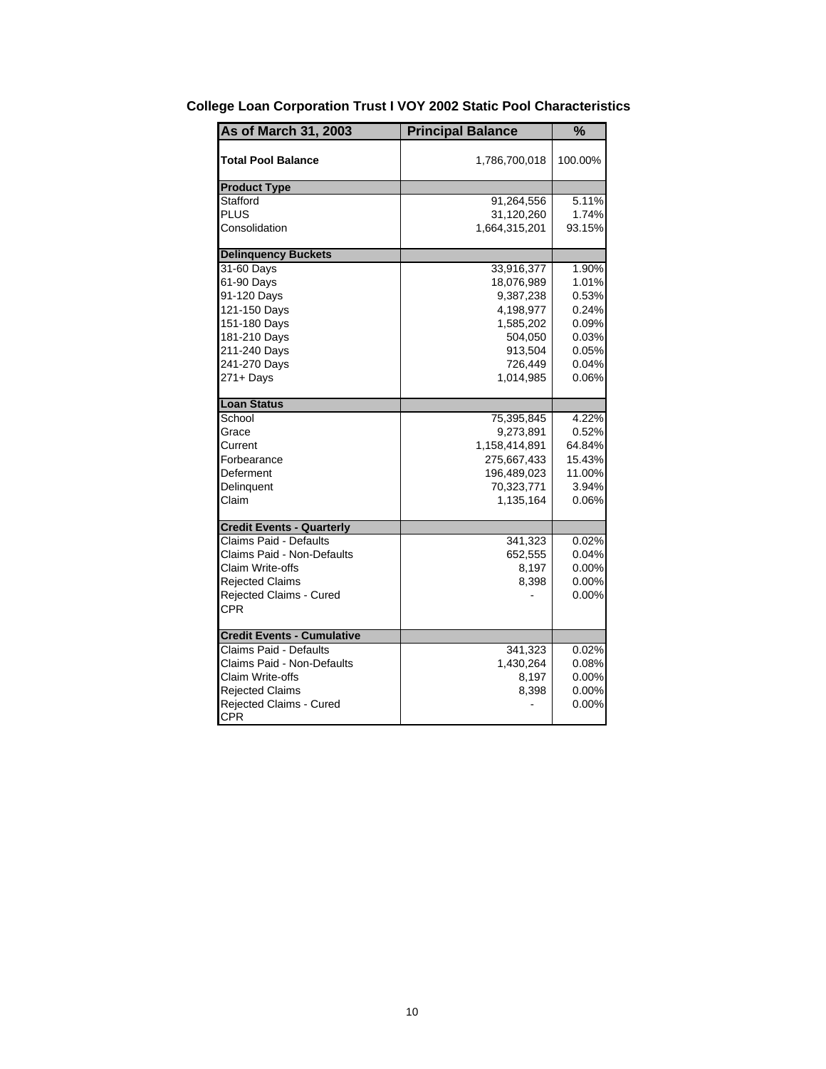## College Loan Corporation Trust I VOY 2002 Static Pool Characteristics

| As of March 31, 2003 | Principal Balance | % |
|---|---|---|
| **Total Pool Balance** | 1,786,700,018 | 100.00% |
| **Product Type** | | |
| Stafford | 91,264,556 | 5.11% |
| PLUS | 31,120,260 | 1.74% |
| Consolidation | 1,664,315,201 | 93.15% |
| **Delinquency Buckets** | | |
| 31-60 Days | 33,916,377 | 1.90% |
| 61-90 Days | 18,076,989 | 1.01% |
| 91-120 Days | 9,387,238 | 0.53% |
| 121-150 Days | 4,198,977 | 0.24% |
| 151-180 Days | 1,585,202 | 0.09% |
| 181-210 Days | 504,050 | 0.03% |
| 211-240 Days | 913,504 | 0.05% |
| 241-270 Days | 726,449 | 0.04% |
| 271+ Days | 1,014,985 | 0.06% |
| **Loan Status** | | |
| School | 75,395,845 | 4.22% |
| Grace | 9,273,891 | 0.52% |
| Current | 1,158,414,891 | 64.84% |
| Forbearance | 275,667,433 | 15.43% |
| Deferment | 196,489,023 | 11.00% |
| Delinquent | 70,323,771 | 3.94% |
| Claim | 1,135,164 | 0.06% |
| **Credit Events - Quarterly** | | |
| Claims Paid - Defaults | 341,323 | 0.02% |
| Claims Paid - Non-Defaults | 652,555 | 0.04% |
| Claim Write-offs | 8,197 | 0.00% |
| Rejected Claims | 8,398 | 0.00% |
| Rejected Claims - Cured | - | 0.00% |
| CPR | | |
| **Credit Events - Cumulative** | | |
| Claims Paid - Defaults | 341,323 | 0.02% |
| Claims Paid - Non-Defaults | 1,430,264 | 0.08% |
| Claim Write-offs | 8,197 | 0.00% |
| Rejected Claims | 8,398 | 0.00% |
| Rejected Claims - Cured | - | 0.00% |
| CPR | | |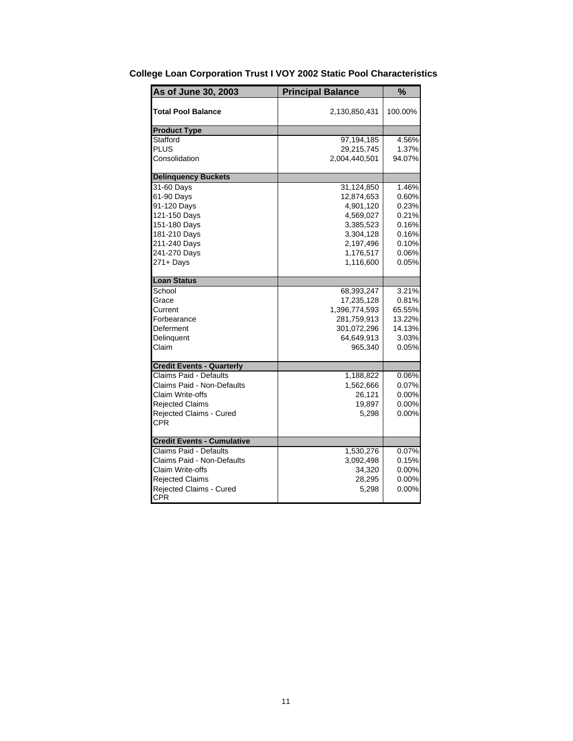**College Loan Corporation Trust I VOY 2002 Static Pool Characteristics**

| As of June 30, 2003 | Principal Balance | % |
|---|---|---|
| **Total Pool Balance** | 2,130,850,431 | 100.00% |
| **Product Type** | | |
| Stafford | 97,194,185 | 4.56% |
| PLUS | 29,215,745 | 1.37% |
| Consolidation | 2,004,440,501 | 94.07% |
| **Delinquency Buckets** | | |
| 31-60 Days | 31,124,850 | 1.46% |
| 61-90 Days | 12,874,653 | 0.60% |
| 91-120 Days | 4,901,120 | 0.23% |
| 121-150 Days | 4,569,027 | 0.21% |
| 151-180 Days | 3,385,523 | 0.16% |
| 181-210 Days | 3,304,128 | 0.16% |
| 211-240 Days | 2,197,496 | 0.10% |
| 241-270 Days | 1,176,517 | 0.06% |
| 271+ Days | 1,116,600 | 0.05% |
| **Loan Status** | | |
| School | 68,393,247 | 3.21% |
| Grace | 17,235,128 | 0.81% |
| Current | 1,396,774,593 | 65.55% |
| Forbearance | 281,759,913 | 13.22% |
| Deferment | 301,072,296 | 14.13% |
| Delinquent | 64,649,913 | 3.03% |
| Claim | 965,340 | 0.05% |
| **Credit Events - Quarterly** | | |
| Claims Paid - Defaults | 1,188,822 | 0.06% |
| Claims Paid - Non-Defaults | 1,562,666 | 0.07% |
| Claim Write-offs | 26,121 | 0.00% |
| Rejected Claims | 19,897 | 0.00% |
| Rejected Claims - Cured | 5,298 | 0.00% |
| CPR | | |
| **Credit Events - Cumulative** | | |
| Claims Paid - Defaults | 1,530,276 | 0.07% |
| Claims Paid - Non-Defaults | 3,092,498 | 0.15% |
| Claim Write-offs | 34,320 | 0.00% |
| Rejected Claims | 28,295 | 0.00% |
| Rejected Claims - Cured | 5,298 | 0.00% |
| CPR | | |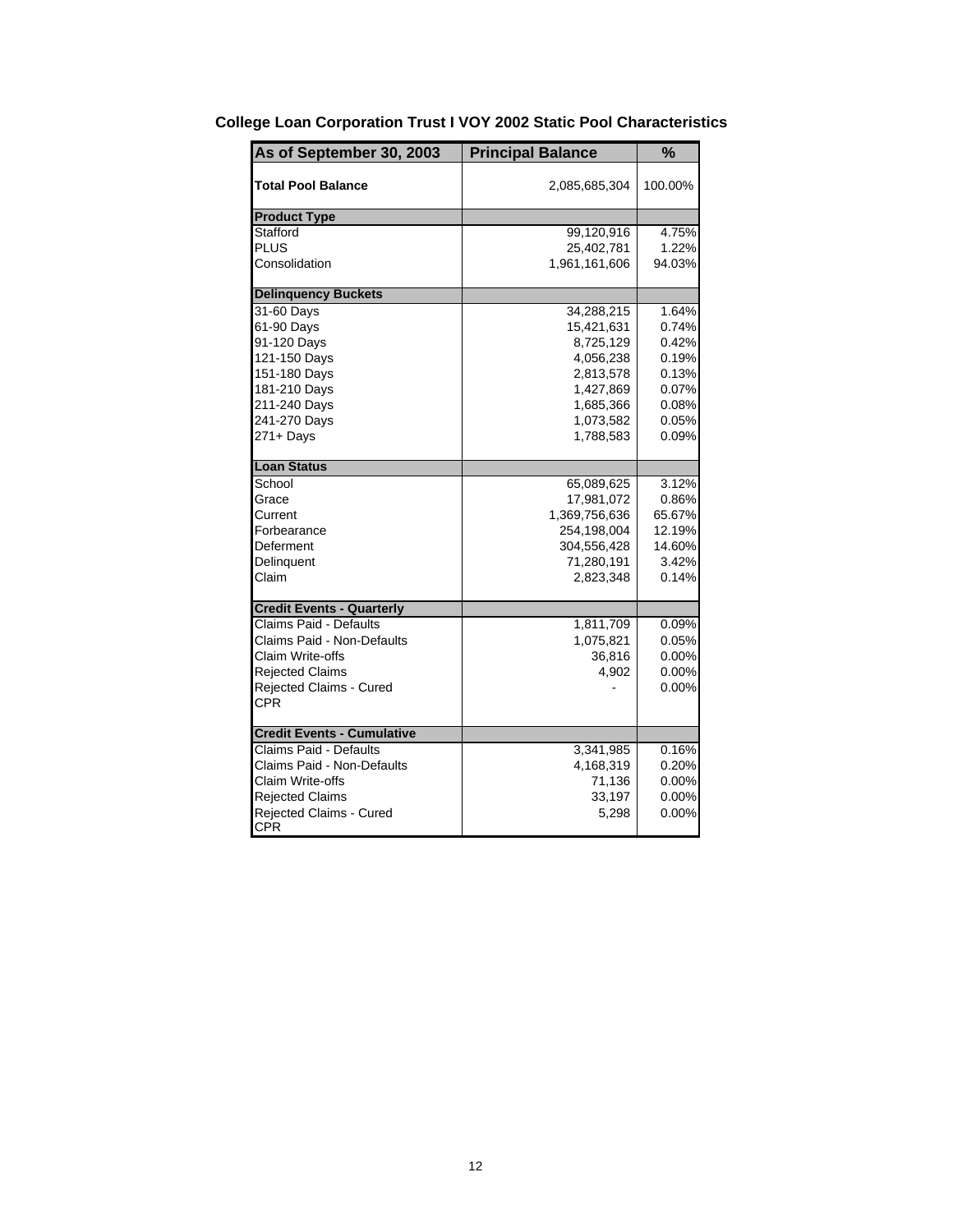## College Loan Corporation Trust I VOY 2002 Static Pool Characteristics

| As of September 30, 2003 | Principal Balance | % |
|---|---|---|
| **Total Pool Balance** | 2,085,685,304 | 100.00% |
| **Product Type** | | |
| Stafford | 99,120,916 | 4.75% |
| PLUS | 25,402,781 | 1.22% |
| Consolidation | 1,961,161,606 | 94.03% |
| **Delinquency Buckets** | | |
| 31-60 Days | 34,288,215 | 1.64% |
| 61-90 Days | 15,421,631 | 0.74% |
| 91-120 Days | 8,725,129 | 0.42% |
| 121-150 Days | 4,056,238 | 0.19% |
| 151-180 Days | 2,813,578 | 0.13% |
| 181-210 Days | 1,427,869 | 0.07% |
| 211-240 Days | 1,685,366 | 0.08% |
| 241-270 Days | 1,073,582 | 0.05% |
| 271+ Days | 1,788,583 | 0.09% |
| **Loan Status** | | |
| School | 65,089,625 | 3.12% |
| Grace | 17,981,072 | 0.86% |
| Current | 1,369,756,636 | 65.67% |
| Forbearance | 254,198,004 | 12.19% |
| Deferment | 304,556,428 | 14.60% |
| Delinquent | 71,280,191 | 3.42% |
| Claim | 2,823,348 | 0.14% |
| **Credit Events - Quarterly** | | |
| Claims Paid - Defaults | 1,811,709 | 0.09% |
| Claims Paid - Non-Defaults | 1,075,821 | 0.05% |
| Claim Write-offs | 36,816 | 0.00% |
| Rejected Claims | 4,902 | 0.00% |
| Rejected Claims - Cured | - | 0.00% |
| CPR | | |
| **Credit Events - Cumulative** | | |
| Claims Paid - Defaults | 3,341,985 | 0.16% |
| Claims Paid - Non-Defaults | 4,168,319 | 0.20% |
| Claim Write-offs | 71,136 | 0.00% |
| Rejected Claims | 33,197 | 0.00% |
| Rejected Claims - Cured | 5,298 | 0.00% |
| CPR | | |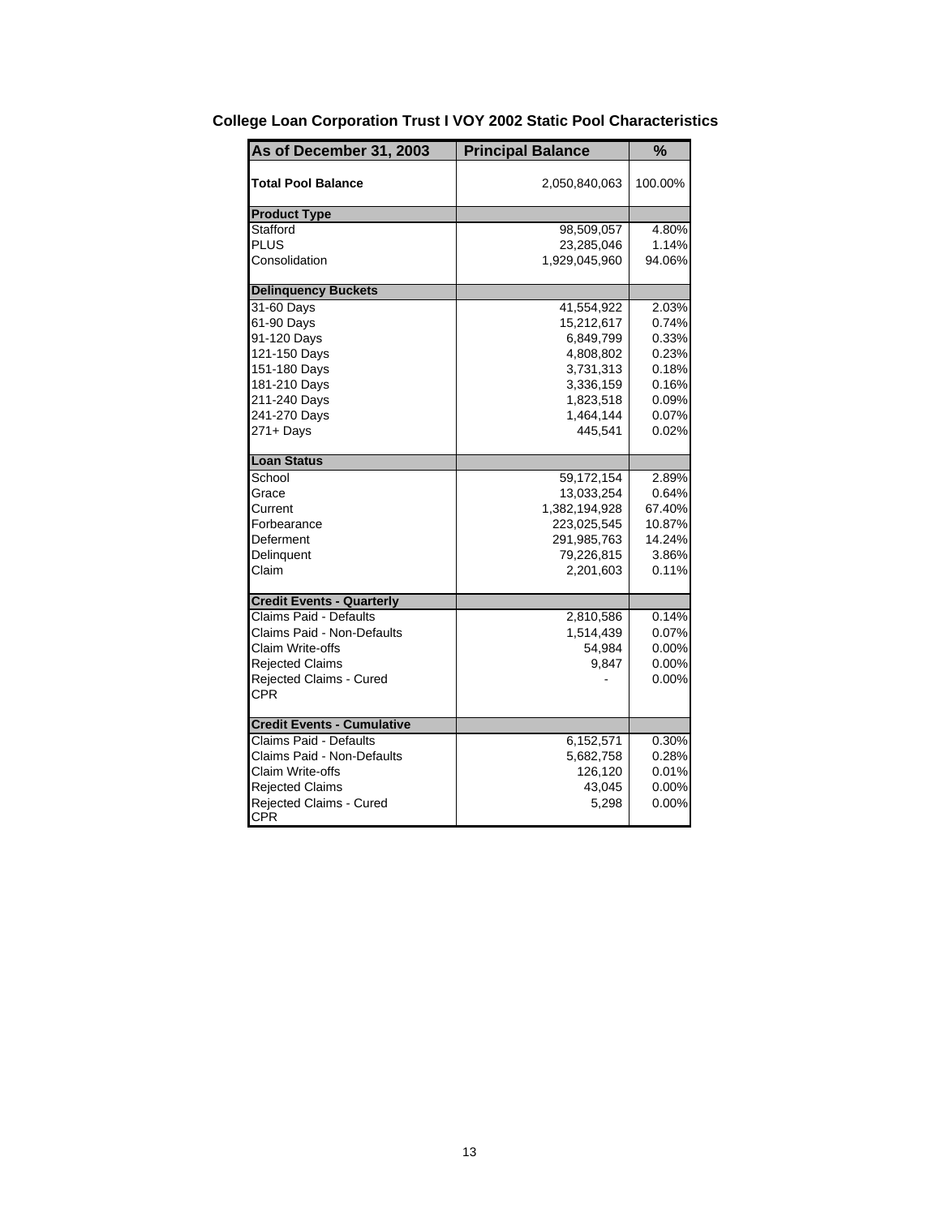## College Loan Corporation Trust I VOY 2002 Static Pool Characteristics

| As of December 31, 2003 | Principal Balance | % |
|---|---|---|
| **Total Pool Balance** | 2,050,840,063 | 100.00% |
| **Product Type** | | |
| Stafford | 98,509,057 | 4.80% |
| PLUS | 23,285,046 | 1.14% |
| Consolidation | 1,929,045,960 | 94.06% |
| **Delinquency Buckets** | | |
| 31-60 Days | 41,554,922 | 2.03% |
| 61-90 Days | 15,212,617 | 0.74% |
| 91-120 Days | 6,849,799 | 0.33% |
| 121-150 Days | 4,808,802 | 0.23% |
| 151-180 Days | 3,731,313 | 0.18% |
| 181-210 Days | 3,336,159 | 0.16% |
| 211-240 Days | 1,823,518 | 0.09% |
| 241-270 Days | 1,464,144 | 0.07% |
| 271+ Days | 445,541 | 0.02% |
| **Loan Status** | | |
| School | 59,172,154 | 2.89% |
| Grace | 13,033,254 | 0.64% |
| Current | 1,382,194,928 | 67.40% |
| Forbearance | 223,025,545 | 10.87% |
| Deferment | 291,985,763 | 14.24% |
| Delinquent | 79,226,815 | 3.86% |
| Claim | 2,201,603 | 0.11% |
| **Credit Events - Quarterly** | | |
| Claims Paid - Defaults | 2,810,586 | 0.14% |
| Claims Paid - Non-Defaults | 1,514,439 | 0.07% |
| Claim Write-offs | 54,984 | 0.00% |
| Rejected Claims | 9,847 | 0.00% |
| Rejected Claims - Cured | - | 0.00% |
| CPR | | |
| **Credit Events - Cumulative** | | |
| Claims Paid - Defaults | 6,152,571 | 0.30% |
| Claims Paid - Non-Defaults | 5,682,758 | 0.28% |
| Claim Write-offs | 126,120 | 0.01% |
| Rejected Claims | 43,045 | 0.00% |
| Rejected Claims - Cured | 5,298 | 0.00% |
| CPR | | |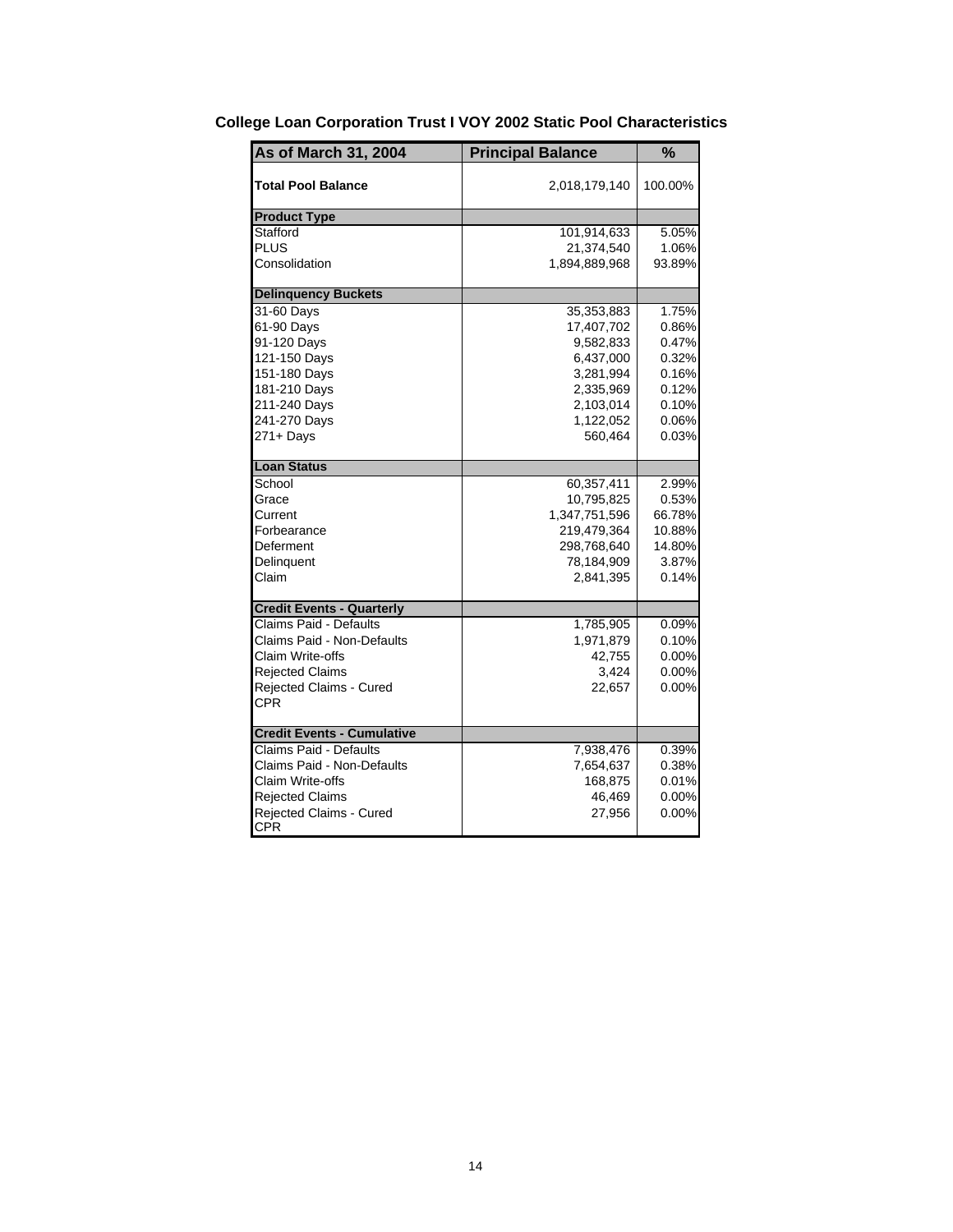## College Loan Corporation Trust I VOY 2002 Static Pool Characteristics

| As of March 31, 2004 | Principal Balance | % |
|---|---|---|
| **Total Pool Balance** | 2,018,179,140 | 100.00% |
| **Product Type** | | |
| Stafford | 101,914,633 | 5.05% |
| PLUS | 21,374,540 | 1.06% |
| Consolidation | 1,894,889,968 | 93.89% |
| **Delinquency Buckets** | | |
| 31-60 Days | 35,353,883 | 1.75% |
| 61-90 Days | 17,407,702 | 0.86% |
| 91-120 Days | 9,582,833 | 0.47% |
| 121-150 Days | 6,437,000 | 0.32% |
| 151-180 Days | 3,281,994 | 0.16% |
| 181-210 Days | 2,335,969 | 0.12% |
| 211-240 Days | 2,103,014 | 0.10% |
| 241-270 Days | 1,122,052 | 0.06% |
| 271+ Days | 560,464 | 0.03% |
| **Loan Status** | | |
| School | 60,357,411 | 2.99% |
| Grace | 10,795,825 | 0.53% |
| Current | 1,347,751,596 | 66.78% |
| Forbearance | 219,479,364 | 10.88% |
| Deferment | 298,768,640 | 14.80% |
| Delinquent | 78,184,909 | 3.87% |
| Claim | 2,841,395 | 0.14% |
| **Credit Events - Quarterly** | | |
| Claims Paid - Defaults | 1,785,905 | 0.09% |
| Claims Paid - Non-Defaults | 1,971,879 | 0.10% |
| Claim Write-offs | 42,755 | 0.00% |
| Rejected Claims | 3,424 | 0.00% |
| Rejected Claims - Cured | 22,657 | 0.00% |
| CPR | | |
| **Credit Events - Cumulative** | | |
| Claims Paid - Defaults | 7,938,476 | 0.39% |
| Claims Paid - Non-Defaults | 7,654,637 | 0.38% |
| Claim Write-offs | 168,875 | 0.01% |
| Rejected Claims | 46,469 | 0.00% |
| Rejected Claims - Cured | 27,956 | 0.00% |
| CPR | | |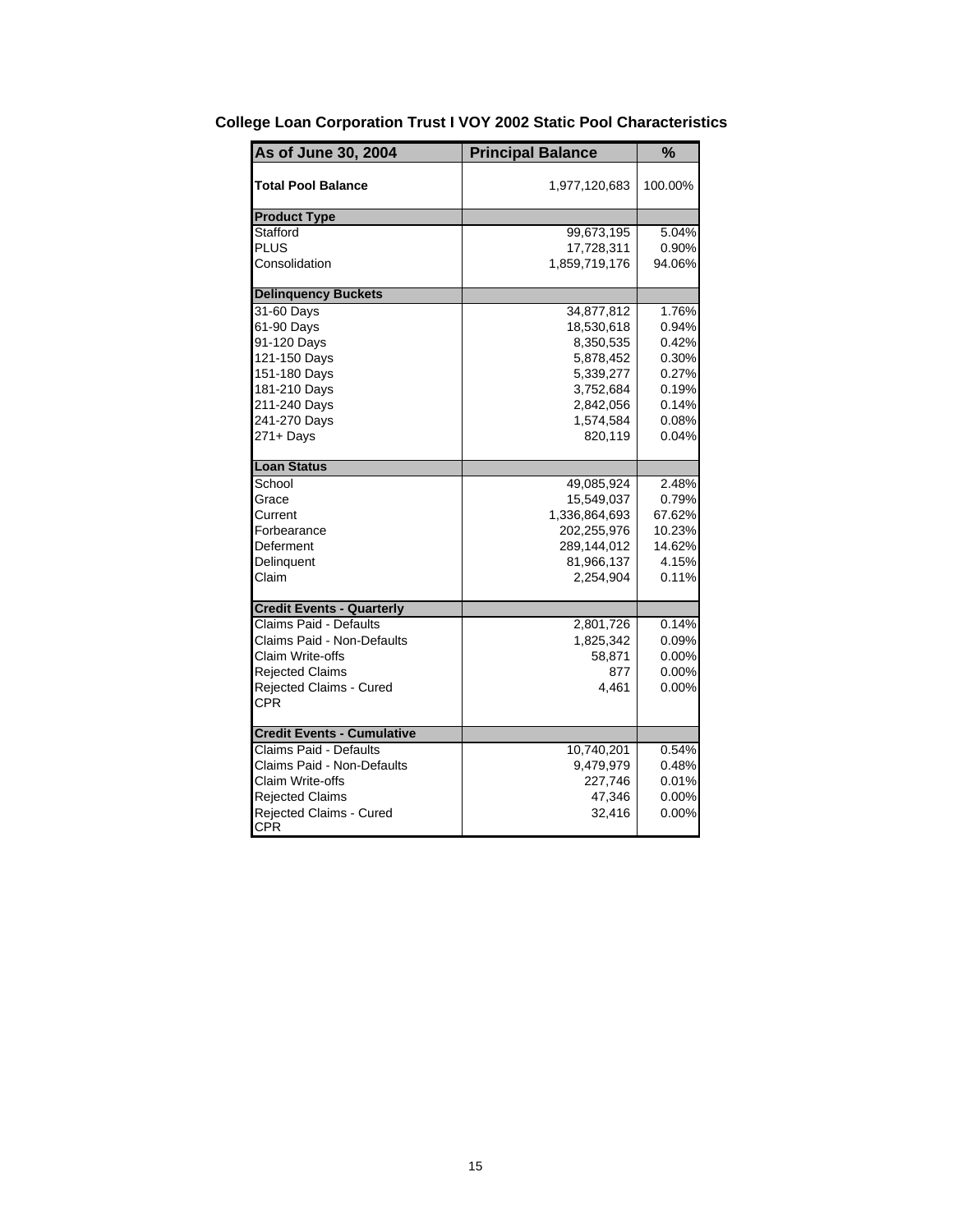# College Loan Corporation Trust I VOY 2002 Static Pool Characteristics

| As of June 30, 2004 | Principal Balance | % |
|---|---|---|
| **Total Pool Balance** | 1,977,120,683 | 100.00% |
| **Product Type** | | |
| Stafford | 99,673,195 | 5.04% |
| PLUS | 17,728,311 | 0.90% |
| Consolidation | 1,859,719,176 | 94.06% |
| **Delinquency Buckets** | | |
| 31-60 Days | 34,877,812 | 1.76% |
| 61-90 Days | 18,530,618 | 0.94% |
| 91-120 Days | 8,350,535 | 0.42% |
| 121-150 Days | 5,878,452 | 0.30% |
| 151-180 Days | 5,339,277 | 0.27% |
| 181-210 Days | 3,752,684 | 0.19% |
| 211-240 Days | 2,842,056 | 0.14% |
| 241-270 Days | 1,574,584 | 0.08% |
| 271+ Days | 820,119 | 0.04% |
| **Loan Status** | | |
| School | 49,085,924 | 2.48% |
| Grace | 15,549,037 | 0.79% |
| Current | 1,336,864,693 | 67.62% |
| Forbearance | 202,255,976 | 10.23% |
| Deferment | 289,144,012 | 14.62% |
| Delinquent | 81,966,137 | 4.15% |
| Claim | 2,254,904 | 0.11% |
| **Credit Events - Quarterly** | | |
| Claims Paid - Defaults | 2,801,726 | 0.14% |
| Claims Paid - Non-Defaults | 1,825,342 | 0.09% |
| Claim Write-offs | 58,871 | 0.00% |
| Rejected Claims | 877 | 0.00% |
| Rejected Claims - Cured | 4,461 | 0.00% |
| CPR | | |
| **Credit Events - Cumulative** | | |
| Claims Paid - Defaults | 10,740,201 | 0.54% |
| Claims Paid - Non-Defaults | 9,479,979 | 0.48% |
| Claim Write-offs | 227,746 | 0.01% |
| Rejected Claims | 47,346 | 0.00% |
| Rejected Claims - Cured | 32,416 | 0.00% |
| CPR | | |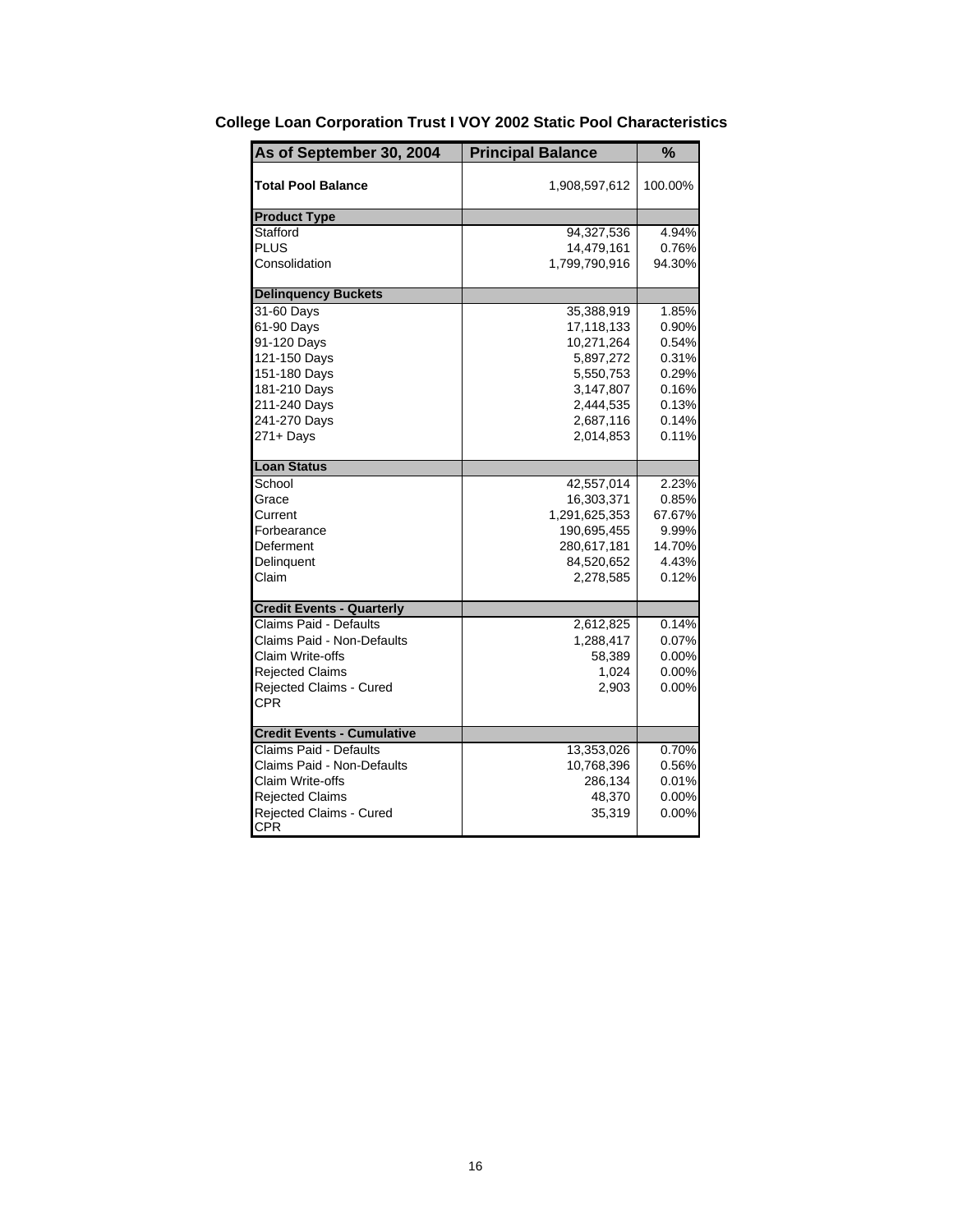## College Loan Corporation Trust I VOY 2002 Static Pool Characteristics

| As of September 30, 2004 | Principal Balance | % |
|---|---|---|
| **Total Pool Balance** | 1,908,597,612 | 100.00% |
| **Product Type** | | |
| Stafford | 94,327,536 | 4.94% |
| PLUS | 14,479,161 | 0.76% |
| Consolidation | 1,799,790,916 | 94.30% |
| **Delinquency Buckets** | | |
| 31-60 Days | 35,388,919 | 1.85% |
| 61-90 Days | 17,118,133 | 0.90% |
| 91-120 Days | 10,271,264 | 0.54% |
| 121-150 Days | 5,897,272 | 0.31% |
| 151-180 Days | 5,550,753 | 0.29% |
| 181-210 Days | 3,147,807 | 0.16% |
| 211-240 Days | 2,444,535 | 0.13% |
| 241-270 Days | 2,687,116 | 0.14% |
| 271+ Days | 2,014,853 | 0.11% |
| **Loan Status** | | |
| School | 42,557,014 | 2.23% |
| Grace | 16,303,371 | 0.85% |
| Current | 1,291,625,353 | 67.67% |
| Forbearance | 190,695,455 | 9.99% |
| Deferment | 280,617,181 | 14.70% |
| Delinquent | 84,520,652 | 4.43% |
| Claim | 2,278,585 | 0.12% |
| **Credit Events - Quarterly** | | |
| Claims Paid - Defaults | 2,612,825 | 0.14% |
| Claims Paid - Non-Defaults | 1,288,417 | 0.07% |
| Claim Write-offs | 58,389 | 0.00% |
| Rejected Claims | 1,024 | 0.00% |
| Rejected Claims - Cured | 2,903 | 0.00% |
| CPR | | |
| **Credit Events - Cumulative** | | |
| Claims Paid - Defaults | 13,353,026 | 0.70% |
| Claims Paid - Non-Defaults | 10,768,396 | 0.56% |
| Claim Write-offs | 286,134 | 0.01% |
| Rejected Claims | 48,370 | 0.00% |
| Rejected Claims - Cured | 35,319 | 0.00% |
| CPR | | |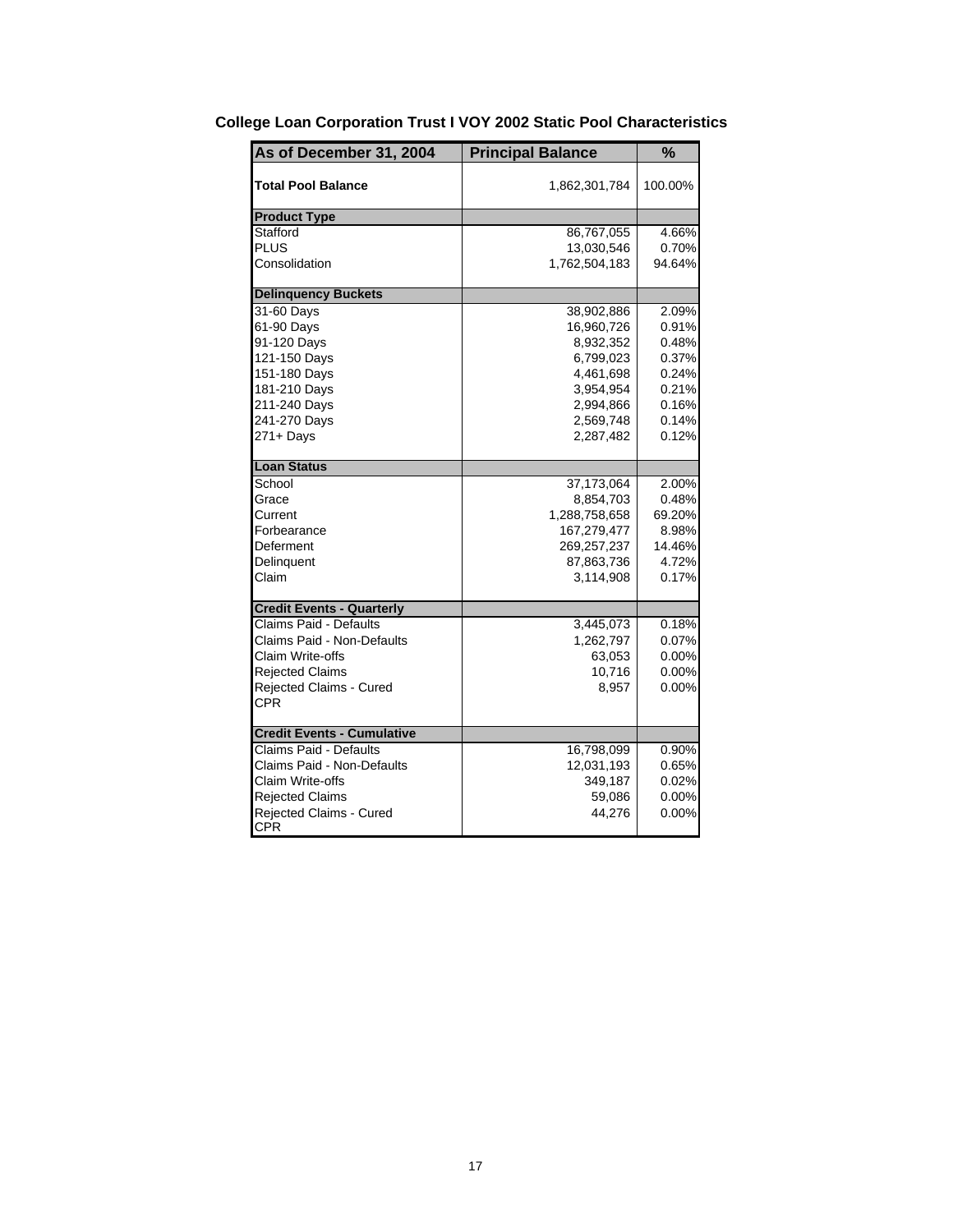**College Loan Corporation Trust I VOY 2002 Static Pool Characteristics**

| As of December 31, 2004 | Principal Balance | % |
|---|---|---|
| **Total Pool Balance** | 1,862,301,784 | 100.00% |
| **Product Type** | | |
| Stafford | 86,767,055 | 4.66% |
| PLUS | 13,030,546 | 0.70% |
| Consolidation | 1,762,504,183 | 94.64% |
| **Delinquency Buckets** | | |
| 31-60 Days | 38,902,886 | 2.09% |
| 61-90 Days | 16,960,726 | 0.91% |
| 91-120 Days | 8,932,352 | 0.48% |
| 121-150 Days | 6,799,023 | 0.37% |
| 151-180 Days | 4,461,698 | 0.24% |
| 181-210 Days | 3,954,954 | 0.21% |
| 211-240 Days | 2,994,866 | 0.16% |
| 241-270 Days | 2,569,748 | 0.14% |
| 271+ Days | 2,287,482 | 0.12% |
| **Loan Status** | | |
| School | 37,173,064 | 2.00% |
| Grace | 8,854,703 | 0.48% |
| Current | 1,288,758,658 | 69.20% |
| Forbearance | 167,279,477 | 8.98% |
| Deferment | 269,257,237 | 14.46% |
| Delinquent | 87,863,736 | 4.72% |
| Claim | 3,114,908 | 0.17% |
| **Credit Events - Quarterly** | | |
| Claims Paid - Defaults | 3,445,073 | 0.18% |
| Claims Paid - Non-Defaults | 1,262,797 | 0.07% |
| Claim Write-offs | 63,053 | 0.00% |
| Rejected Claims | 10,716 | 0.00% |
| Rejected Claims - Cured | 8,957 | 0.00% |
| CPR | | |
| **Credit Events - Cumulative** | | |
| Claims Paid - Defaults | 16,798,099 | 0.90% |
| Claims Paid - Non-Defaults | 12,031,193 | 0.65% |
| Claim Write-offs | 349,187 | 0.02% |
| Rejected Claims | 59,086 | 0.00% |
| Rejected Claims - Cured | 44,276 | 0.00% |
| CPR | | |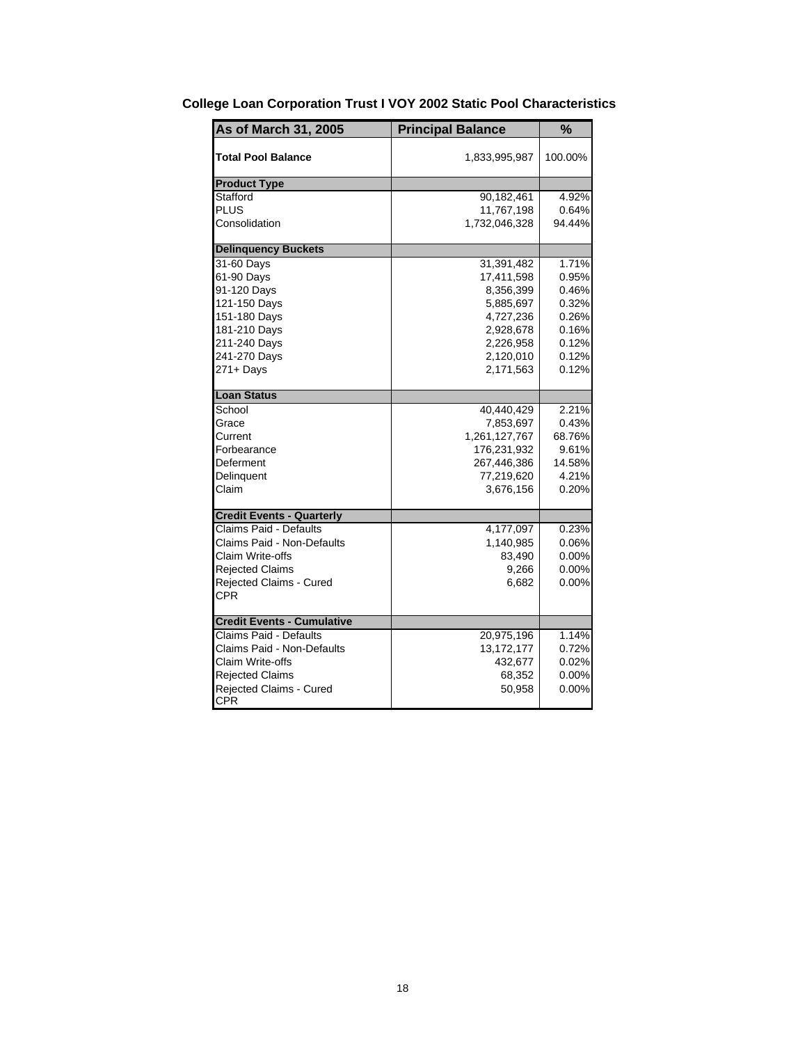## College Loan Corporation Trust I VOY 2002 Static Pool Characteristics

| As of March 31, 2005 | Principal Balance | % |
|---|---|---|
| **Total Pool Balance** | 1,833,995,987 | 100.00% |
| **Product Type** | | |
| Stafford | 90,182,461 | 4.92% |
| PLUS | 11,767,198 | 0.64% |
| Consolidation | 1,732,046,328 | 94.44% |
| **Delinquency Buckets** | | |
| 31-60 Days | 31,391,482 | 1.71% |
| 61-90 Days | 17,411,598 | 0.95% |
| 91-120 Days | 8,356,399 | 0.46% |
| 121-150 Days | 5,885,697 | 0.32% |
| 151-180 Days | 4,727,236 | 0.26% |
| 181-210 Days | 2,928,678 | 0.16% |
| 211-240 Days | 2,226,958 | 0.12% |
| 241-270 Days | 2,120,010 | 0.12% |
| 271+ Days | 2,171,563 | 0.12% |
| **Loan Status** | | |
| School | 40,440,429 | 2.21% |
| Grace | 7,853,697 | 0.43% |
| Current | 1,261,127,767 | 68.76% |
| Forbearance | 176,231,932 | 9.61% |
| Deferment | 267,446,386 | 14.58% |
| Delinquent | 77,219,620 | 4.21% |
| Claim | 3,676,156 | 0.20% |
| **Credit Events - Quarterly** | | |
| Claims Paid - Defaults | 4,177,097 | 0.23% |
| Claims Paid - Non-Defaults | 1,140,985 | 0.06% |
| Claim Write-offs | 83,490 | 0.00% |
| Rejected Claims | 9,266 | 0.00% |
| Rejected Claims - Cured | 6,682 | 0.00% |
| CPR | | |
| **Credit Events - Cumulative** | | |
| Claims Paid - Defaults | 20,975,196 | 1.14% |
| Claims Paid - Non-Defaults | 13,172,177 | 0.72% |
| Claim Write-offs | 432,677 | 0.02% |
| Rejected Claims | 68,352 | 0.00% |
| Rejected Claims - Cured | 50,958 | 0.00% |
| CPR | | |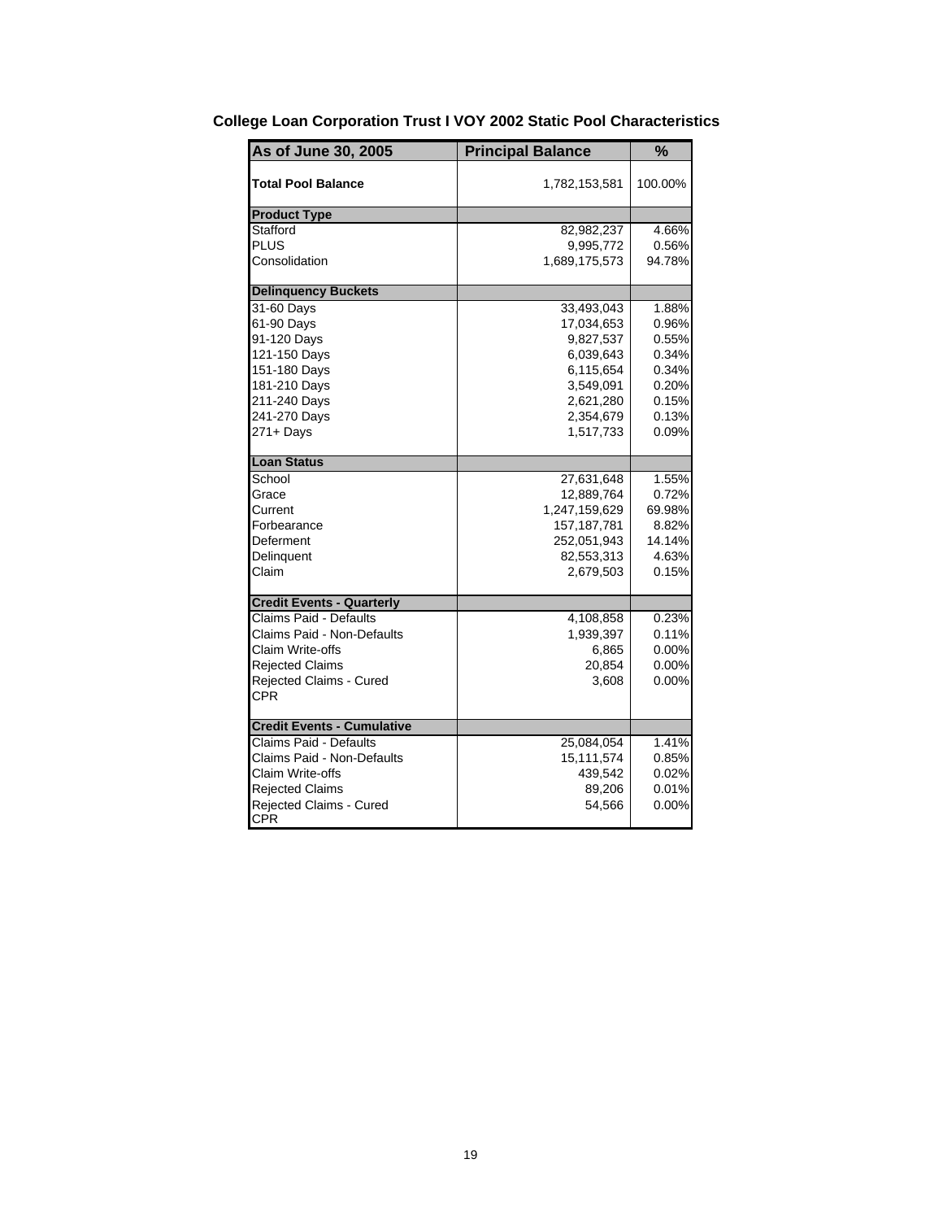**College Loan Corporation Trust I VOY 2002 Static Pool Characteristics**

| As of June 30, 2005 | Principal Balance | % |
|---|---|---|
| **Total Pool Balance** | 1,782,153,581 | 100.00% |
| **Product Type** | | |
| Stafford | 82,982,237 | 4.66% |
| PLUS | 9,995,772 | 0.56% |
| Consolidation | 1,689,175,573 | 94.78% |
| **Delinquency Buckets** | | |
| 31-60 Days | 33,493,043 | 1.88% |
| 61-90 Days | 17,034,653 | 0.96% |
| 91-120 Days | 9,827,537 | 0.55% |
| 121-150 Days | 6,039,643 | 0.34% |
| 151-180 Days | 6,115,654 | 0.34% |
| 181-210 Days | 3,549,091 | 0.20% |
| 211-240 Days | 2,621,280 | 0.15% |
| 241-270 Days | 2,354,679 | 0.13% |
| 271+ Days | 1,517,733 | 0.09% |
| **Loan Status** | | |
| School | 27,631,648 | 1.55% |
| Grace | 12,889,764 | 0.72% |
| Current | 1,247,159,629 | 69.98% |
| Forbearance | 157,187,781 | 8.82% |
| Deferment | 252,051,943 | 14.14% |
| Delinquent | 82,553,313 | 4.63% |
| Claim | 2,679,503 | 0.15% |
| **Credit Events - Quarterly** | | |
| Claims Paid - Defaults | 4,108,858 | 0.23% |
| Claims Paid - Non-Defaults | 1,939,397 | 0.11% |
| Claim Write-offs | 6,865 | 0.00% |
| Rejected Claims | 20,854 | 0.00% |
| Rejected Claims - Cured | 3,608 | 0.00% |
| CPR | | |
| **Credit Events - Cumulative** | | |
| Claims Paid - Defaults | 25,084,054 | 1.41% |
| Claims Paid - Non-Defaults | 15,111,574 | 0.85% |
| Claim Write-offs | 439,542 | 0.02% |
| Rejected Claims | 89,206 | 0.01% |
| Rejected Claims - Cured | 54,566 | 0.00% |
| CPR | | |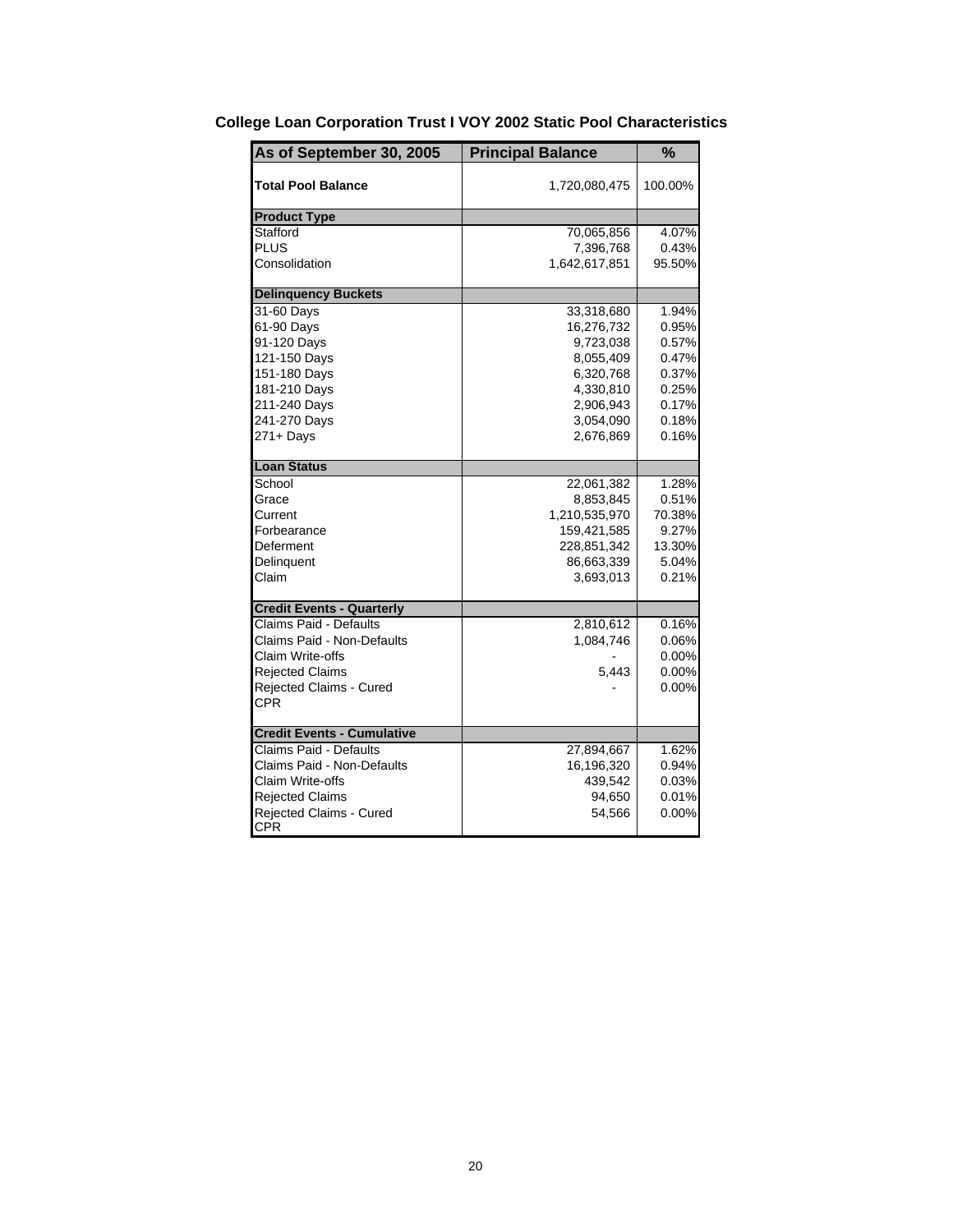## College Loan Corporation Trust I VOY 2002 Static Pool Characteristics

| As of September 30, 2005 | Principal Balance | % |
|---|---|---|
| **Total Pool Balance** | 1,720,080,475 | 100.00% |
| **Product Type** | | |
| Stafford | 70,065,856 | 4.07% |
| PLUS | 7,396,768 | 0.43% |
| Consolidation | 1,642,617,851 | 95.50% |
| **Delinquency Buckets** | | |
| 31-60 Days | 33,318,680 | 1.94% |
| 61-90 Days | 16,276,732 | 0.95% |
| 91-120 Days | 9,723,038 | 0.57% |
| 121-150 Days | 8,055,409 | 0.47% |
| 151-180 Days | 6,320,768 | 0.37% |
| 181-210 Days | 4,330,810 | 0.25% |
| 211-240 Days | 2,906,943 | 0.17% |
| 241-270 Days | 3,054,090 | 0.18% |
| 271+ Days | 2,676,869 | 0.16% |
| **Loan Status** | | |
| School | 22,061,382 | 1.28% |
| Grace | 8,853,845 | 0.51% |
| Current | 1,210,535,970 | 70.38% |
| Forbearance | 159,421,585 | 9.27% |
| Deferment | 228,851,342 | 13.30% |
| Delinquent | 86,663,339 | 5.04% |
| Claim | 3,693,013 | 0.21% |
| **Credit Events - Quarterly** | | |
| Claims Paid - Defaults | 2,810,612 | 0.16% |
| Claims Paid - Non-Defaults | 1,084,746 | 0.06% |
| Claim Write-offs | - | 0.00% |
| Rejected Claims | 5,443 | 0.00% |
| Rejected Claims - Cured | - | 0.00% |
| CPR | | |
| **Credit Events - Cumulative** | | |
| Claims Paid - Defaults | 27,894,667 | 1.62% |
| Claims Paid - Non-Defaults | 16,196,320 | 0.94% |
| Claim Write-offs | 439,542 | 0.03% |
| Rejected Claims | 94,650 | 0.01% |
| Rejected Claims - Cured | 54,566 | 0.00% |
| CPR | | |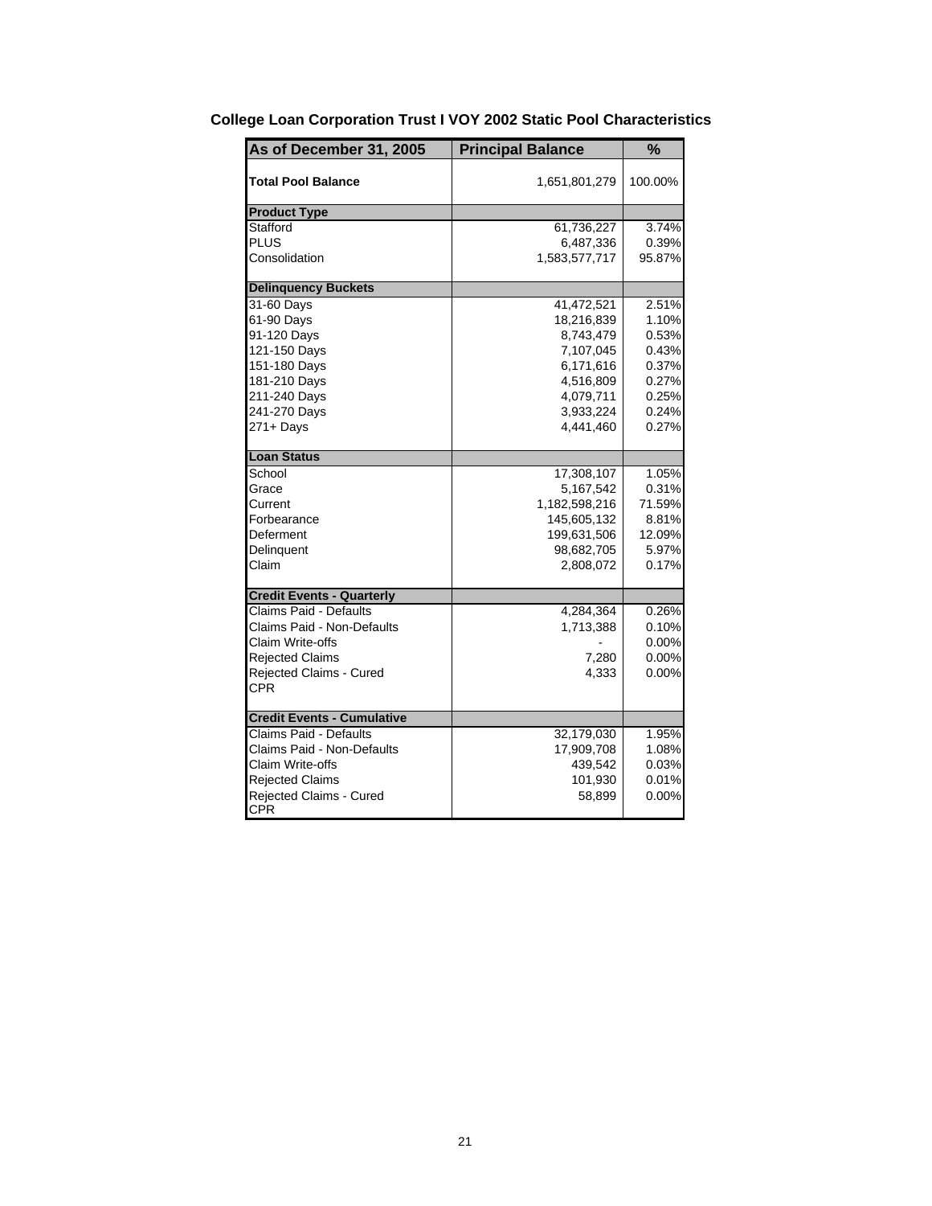## College Loan Corporation Trust I VOY 2002 Static Pool Characteristics

| As of December 31, 2005 | Principal Balance | % |
|---|---|---|
| **Total Pool Balance** | 1,651,801,279 | 100.00% |
| **Product Type** | | |
| Stafford | 61,736,227 | 3.74% |
| PLUS | 6,487,336 | 0.39% |
| Consolidation | 1,583,577,717 | 95.87% |
| **Delinquency Buckets** | | |
| 31-60 Days | 41,472,521 | 2.51% |
| 61-90 Days | 18,216,839 | 1.10% |
| 91-120 Days | 8,743,479 | 0.53% |
| 121-150 Days | 7,107,045 | 0.43% |
| 151-180 Days | 6,171,616 | 0.37% |
| 181-210 Days | 4,516,809 | 0.27% |
| 211-240 Days | 4,079,711 | 0.25% |
| 241-270 Days | 3,933,224 | 0.24% |
| 271+ Days | 4,441,460 | 0.27% |
| **Loan Status** | | |
| School | 17,308,107 | 1.05% |
| Grace | 5,167,542 | 0.31% |
| Current | 1,182,598,216 | 71.59% |
| Forbearance | 145,605,132 | 8.81% |
| Deferment | 199,631,506 | 12.09% |
| Delinquent | 98,682,705 | 5.97% |
| Claim | 2,808,072 | 0.17% |
| **Credit Events - Quarterly** | | |
| Claims Paid - Defaults | 4,284,364 | 0.26% |
| Claims Paid - Non-Defaults | 1,713,388 | 0.10% |
| Claim Write-offs | - | 0.00% |
| Rejected Claims | 7,280 | 0.00% |
| Rejected Claims - Cured | 4,333 | 0.00% |
| CPR | | |
| **Credit Events - Cumulative** | | |
| Claims Paid - Defaults | 32,179,030 | 1.95% |
| Claims Paid - Non-Defaults | 17,909,708 | 1.08% |
| Claim Write-offs | 439,542 | 0.03% |
| Rejected Claims | 101,930 | 0.01% |
| Rejected Claims - Cured | 58,899 | 0.00% |
| CPR | | |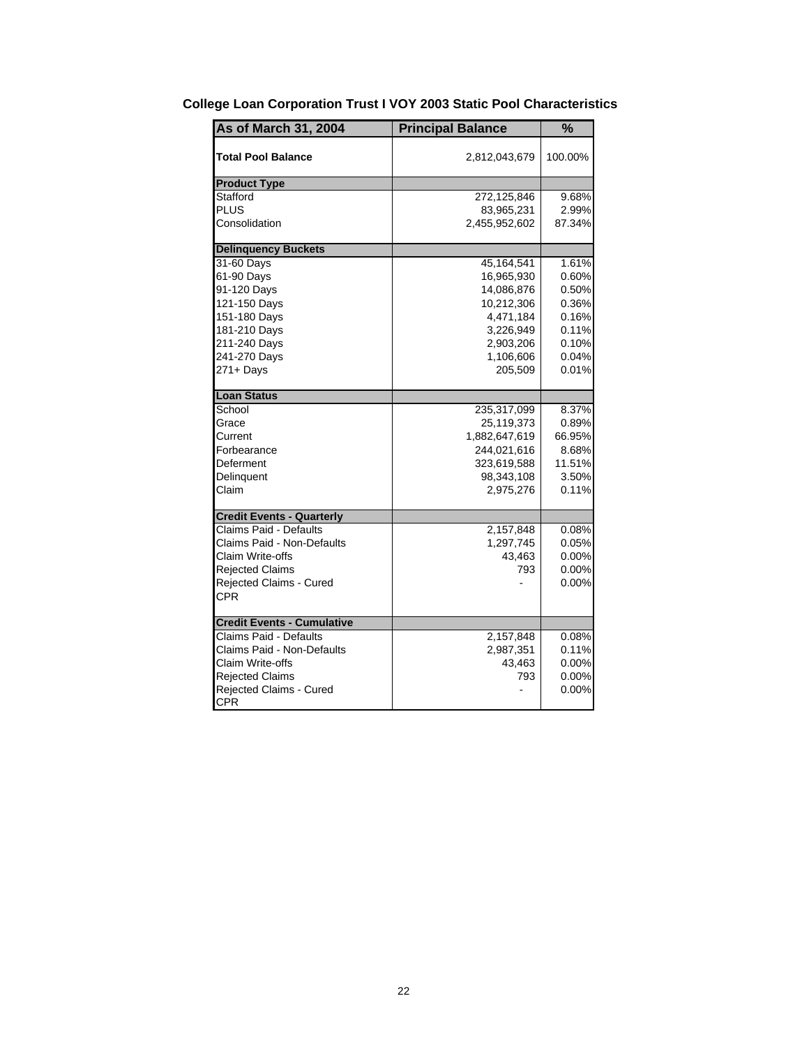## College Loan Corporation Trust I VOY 2003 Static Pool Characteristics

| As of March 31, 2004 | Principal Balance | % |
|---|---|---|
| **Total Pool Balance** | 2,812,043,679 | 100.00% |
| **Product Type** | | |
| Stafford | 272,125,846 | 9.68% |
| PLUS | 83,965,231 | 2.99% |
| Consolidation | 2,455,952,602 | 87.34% |
| **Delinquency Buckets** | | |
| 31-60 Days | 45,164,541 | 1.61% |
| 61-90 Days | 16,965,930 | 0.60% |
| 91-120 Days | 14,086,876 | 0.50% |
| 121-150 Days | 10,212,306 | 0.36% |
| 151-180 Days | 4,471,184 | 0.16% |
| 181-210 Days | 3,226,949 | 0.11% |
| 211-240 Days | 2,903,206 | 0.10% |
| 241-270 Days | 1,106,606 | 0.04% |
| 271+ Days | 205,509 | 0.01% |
| **Loan Status** | | |
| School | 235,317,099 | 8.37% |
| Grace | 25,119,373 | 0.89% |
| Current | 1,882,647,619 | 66.95% |
| Forbearance | 244,021,616 | 8.68% |
| Deferment | 323,619,588 | 11.51% |
| Delinquent | 98,343,108 | 3.50% |
| Claim | 2,975,276 | 0.11% |
| **Credit Events - Quarterly** | | |
| Claims Paid - Defaults | 2,157,848 | 0.08% |
| Claims Paid - Non-Defaults | 1,297,745 | 0.05% |
| Claim Write-offs | 43,463 | 0.00% |
| Rejected Claims | 793 | 0.00% |
| Rejected Claims - Cured | - | 0.00% |
| CPR | | |
| **Credit Events - Cumulative** | | |
| Claims Paid - Defaults | 2,157,848 | 0.08% |
| Claims Paid - Non-Defaults | 2,987,351 | 0.11% |
| Claim Write-offs | 43,463 | 0.00% |
| Rejected Claims | 793 | 0.00% |
| Rejected Claims - Cured | - | 0.00% |
| CPR | | |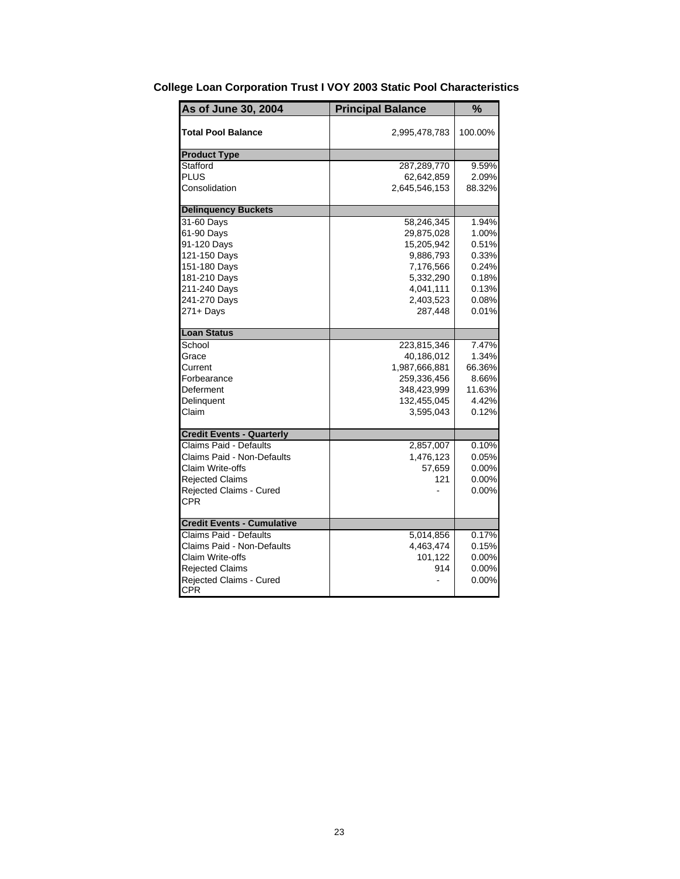## College Loan Corporation Trust I VOY 2003 Static Pool Characteristics

| As of June 30, 2004 | Principal Balance | % |
|---|---|---|
| **Total Pool Balance** | 2,995,478,783 | 100.00% |
| **Product Type** | | |
| Stafford | 287,289,770 | 9.59% |
| PLUS | 62,642,859 | 2.09% |
| Consolidation | 2,645,546,153 | 88.32% |
| **Delinquency Buckets** | | |
| 31-60 Days | 58,246,345 | 1.94% |
| 61-90 Days | 29,875,028 | 1.00% |
| 91-120 Days | 15,205,942 | 0.51% |
| 121-150 Days | 9,886,793 | 0.33% |
| 151-180 Days | 7,176,566 | 0.24% |
| 181-210 Days | 5,332,290 | 0.18% |
| 211-240 Days | 4,041,111 | 0.13% |
| 241-270 Days | 2,403,523 | 0.08% |
| 271+ Days | 287,448 | 0.01% |
| **Loan Status** | | |
| School | 223,815,346 | 7.47% |
| Grace | 40,186,012 | 1.34% |
| Current | 1,987,666,881 | 66.36% |
| Forbearance | 259,336,456 | 8.66% |
| Deferment | 348,423,999 | 11.63% |
| Delinquent | 132,455,045 | 4.42% |
| Claim | 3,595,043 | 0.12% |
| **Credit Events - Quarterly** | | |
| Claims Paid - Defaults | 2,857,007 | 0.10% |
| Claims Paid - Non-Defaults | 1,476,123 | 0.05% |
| Claim Write-offs | 57,659 | 0.00% |
| Rejected Claims | 121 | 0.00% |
| Rejected Claims - Cured | - | 0.00% |
| CPR | | |
| **Credit Events - Cumulative** | | |
| Claims Paid - Defaults | 5,014,856 | 0.17% |
| Claims Paid - Non-Defaults | 4,463,474 | 0.15% |
| Claim Write-offs | 101,122 | 0.00% |
| Rejected Claims | 914 | 0.00% |
| Rejected Claims - Cured | - | 0.00% |
| CPR | | |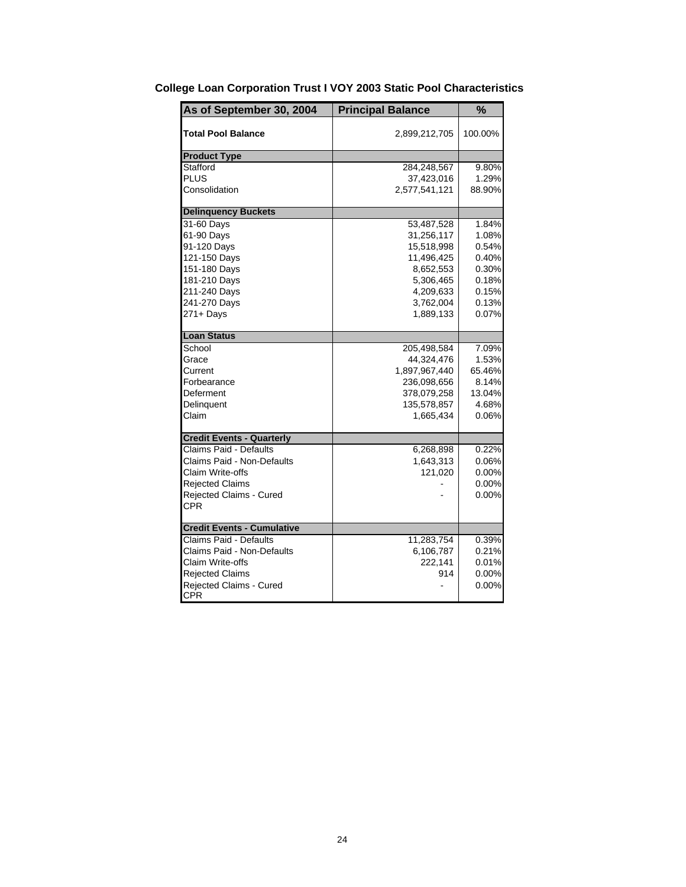**College Loan Corporation Trust I VOY 2003 Static Pool Characteristics**

| As of September 30, 2004 | Principal Balance | % |
|---|---|---|
| **Total Pool Balance** | 2,899,212,705 | 100.00% |
| **Product Type** | | |
| Stafford | 284,248,567 | 9.80% |
| PLUS | 37,423,016 | 1.29% |
| Consolidation | 2,577,541,121 | 88.90% |
| **Delinquency Buckets** | | |
| 31-60 Days | 53,487,528 | 1.84% |
| 61-90 Days | 31,256,117 | 1.08% |
| 91-120 Days | 15,518,998 | 0.54% |
| 121-150 Days | 11,496,425 | 0.40% |
| 151-180 Days | 8,652,553 | 0.30% |
| 181-210 Days | 5,306,465 | 0.18% |
| 211-240 Days | 4,209,633 | 0.15% |
| 241-270 Days | 3,762,004 | 0.13% |
| 271+ Days | 1,889,133 | 0.07% |
| **Loan Status** | | |
| School | 205,498,584 | 7.09% |
| Grace | 44,324,476 | 1.53% |
| Current | 1,897,967,440 | 65.46% |
| Forbearance | 236,098,656 | 8.14% |
| Deferment | 378,079,258 | 13.04% |
| Delinquent | 135,578,857 | 4.68% |
| Claim | 1,665,434 | 0.06% |
| **Credit Events - Quarterly** | | |
| Claims Paid - Defaults | 6,268,898 | 0.22% |
| Claims Paid - Non-Defaults | 1,643,313 | 0.06% |
| Claim Write-offs | 121,020 | 0.00% |
| Rejected Claims | - | 0.00% |
| Rejected Claims - Cured | - | 0.00% |
| CPR | | |
| **Credit Events - Cumulative** | | |
| Claims Paid - Defaults | 11,283,754 | 0.39% |
| Claims Paid - Non-Defaults | 6,106,787 | 0.21% |
| Claim Write-offs | 222,141 | 0.01% |
| Rejected Claims | 914 | 0.00% |
| Rejected Claims - Cured | - | 0.00% |
| CPR | | |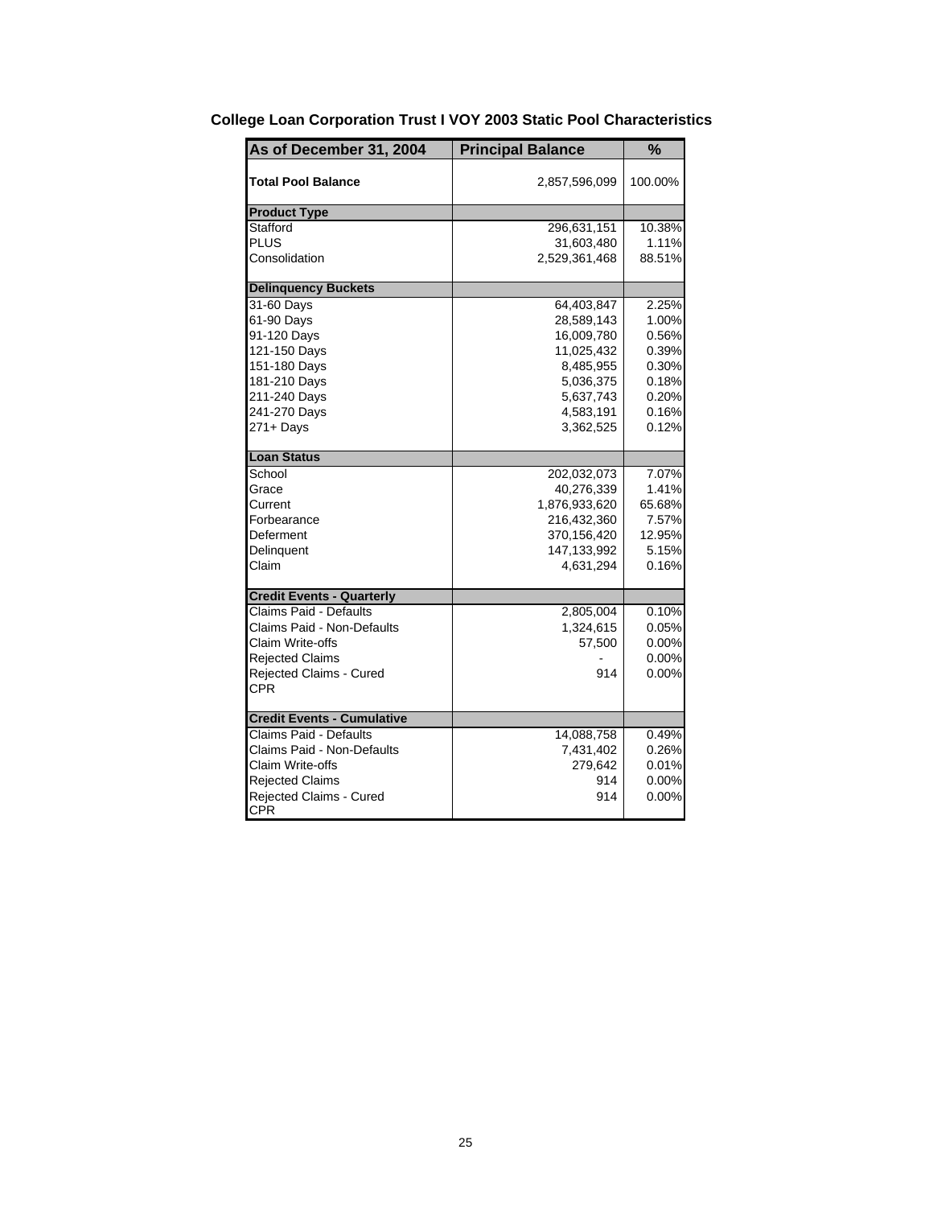**College Loan Corporation Trust I VOY 2003 Static Pool Characteristics**

| As of December 31, 2004 | Principal Balance | % |
|---|---|---|
| **Total Pool Balance** | 2,857,596,099 | 100.00% |
| **Product Type** | | |
| Stafford | 296,631,151 | 10.38% |
| PLUS | 31,603,480 | 1.11% |
| Consolidation | 2,529,361,468 | 88.51% |
| **Delinquency Buckets** | | |
| 31-60 Days | 64,403,847 | 2.25% |
| 61-90 Days | 28,589,143 | 1.00% |
| 91-120 Days | 16,009,780 | 0.56% |
| 121-150 Days | 11,025,432 | 0.39% |
| 151-180 Days | 8,485,955 | 0.30% |
| 181-210 Days | 5,036,375 | 0.18% |
| 211-240 Days | 5,637,743 | 0.20% |
| 241-270 Days | 4,583,191 | 0.16% |
| 271+ Days | 3,362,525 | 0.12% |
| **Loan Status** | | |
| School | 202,032,073 | 7.07% |
| Grace | 40,276,339 | 1.41% |
| Current | 1,876,933,620 | 65.68% |
| Forbearance | 216,432,360 | 7.57% |
| Deferment | 370,156,420 | 12.95% |
| Delinquent | 147,133,992 | 5.15% |
| Claim | 4,631,294 | 0.16% |
| **Credit Events - Quarterly** | | |
| Claims Paid - Defaults | 2,805,004 | 0.10% |
| Claims Paid - Non-Defaults | 1,324,615 | 0.05% |
| Claim Write-offs | 57,500 | 0.00% |
| Rejected Claims | - | 0.00% |
| Rejected Claims - Cured | 914 | 0.00% |
| CPR | | |
| **Credit Events - Cumulative** | | |
| Claims Paid - Defaults | 14,088,758 | 0.49% |
| Claims Paid - Non-Defaults | 7,431,402 | 0.26% |
| Claim Write-offs | 279,642 | 0.01% |
| Rejected Claims | 914 | 0.00% |
| Rejected Claims - Cured | 914 | 0.00% |
| CPR | | |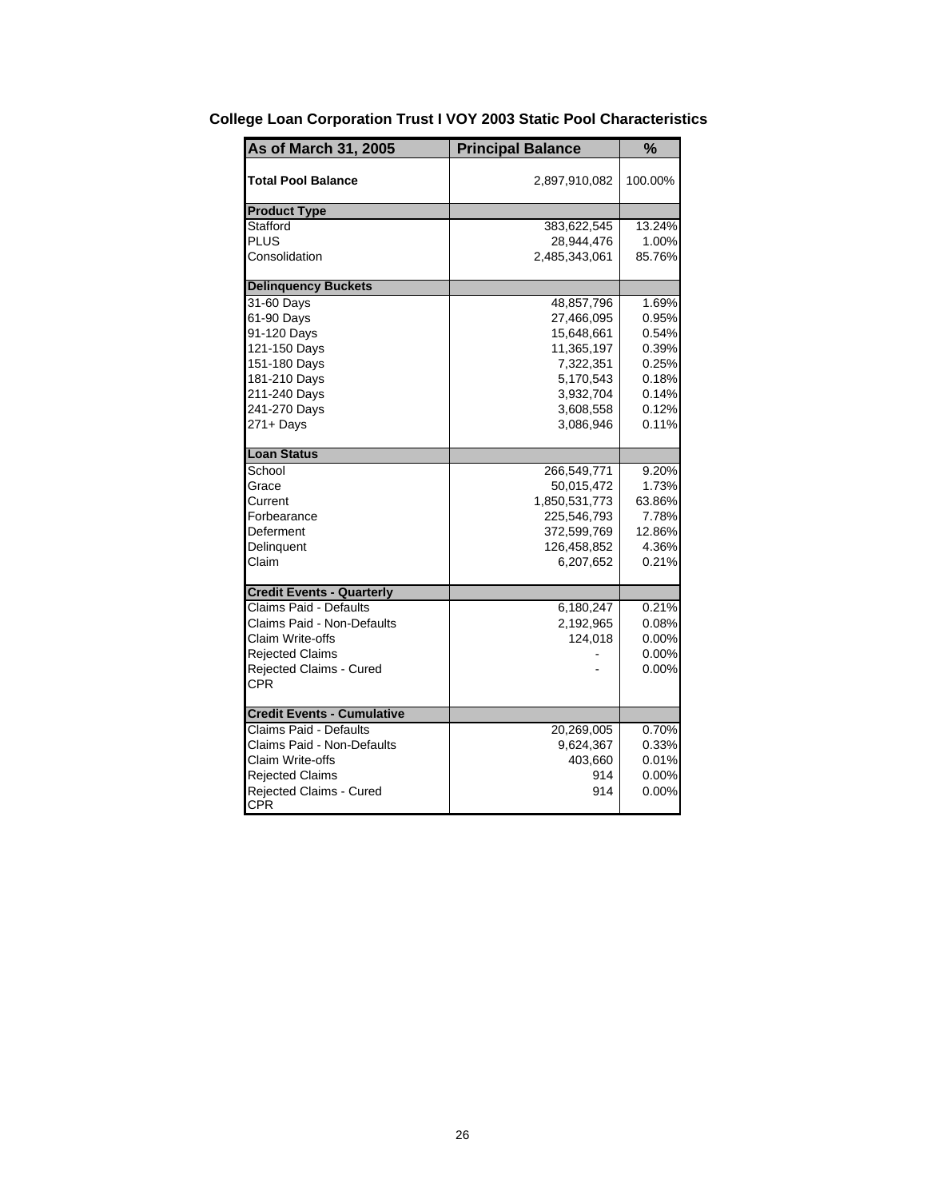## College Loan Corporation Trust I VOY 2003 Static Pool Characteristics

| As of March 31, 2005 | Principal Balance | % |
|---|---|---|
| **Total Pool Balance** | 2,897,910,082 | 100.00% |
| **Product Type** | | |
| Stafford | 383,622,545 | 13.24% |
| PLUS | 28,944,476 | 1.00% |
| Consolidation | 2,485,343,061 | 85.76% |
| **Delinquency Buckets** | | |
| 31-60 Days | 48,857,796 | 1.69% |
| 61-90 Days | 27,466,095 | 0.95% |
| 91-120 Days | 15,648,661 | 0.54% |
| 121-150 Days | 11,365,197 | 0.39% |
| 151-180 Days | 7,322,351 | 0.25% |
| 181-210 Days | 5,170,543 | 0.18% |
| 211-240 Days | 3,932,704 | 0.14% |
| 241-270 Days | 3,608,558 | 0.12% |
| 271+ Days | 3,086,946 | 0.11% |
| **Loan Status** | | |
| School | 266,549,771 | 9.20% |
| Grace | 50,015,472 | 1.73% |
| Current | 1,850,531,773 | 63.86% |
| Forbearance | 225,546,793 | 7.78% |
| Deferment | 372,599,769 | 12.86% |
| Delinquent | 126,458,852 | 4.36% |
| Claim | 6,207,652 | 0.21% |
| **Credit Events - Quarterly** | | |
| Claims Paid - Defaults | 6,180,247 | 0.21% |
| Claims Paid - Non-Defaults | 2,192,965 | 0.08% |
| Claim Write-offs | 124,018 | 0.00% |
| Rejected Claims | - | 0.00% |
| Rejected Claims - Cured | - | 0.00% |
| CPR | | |
| **Credit Events - Cumulative** | | |
| Claims Paid - Defaults | 20,269,005 | 0.70% |
| Claims Paid - Non-Defaults | 9,624,367 | 0.33% |
| Claim Write-offs | 403,660 | 0.01% |
| Rejected Claims | 914 | 0.00% |
| Rejected Claims - Cured | 914 | 0.00% |
| CPR | | |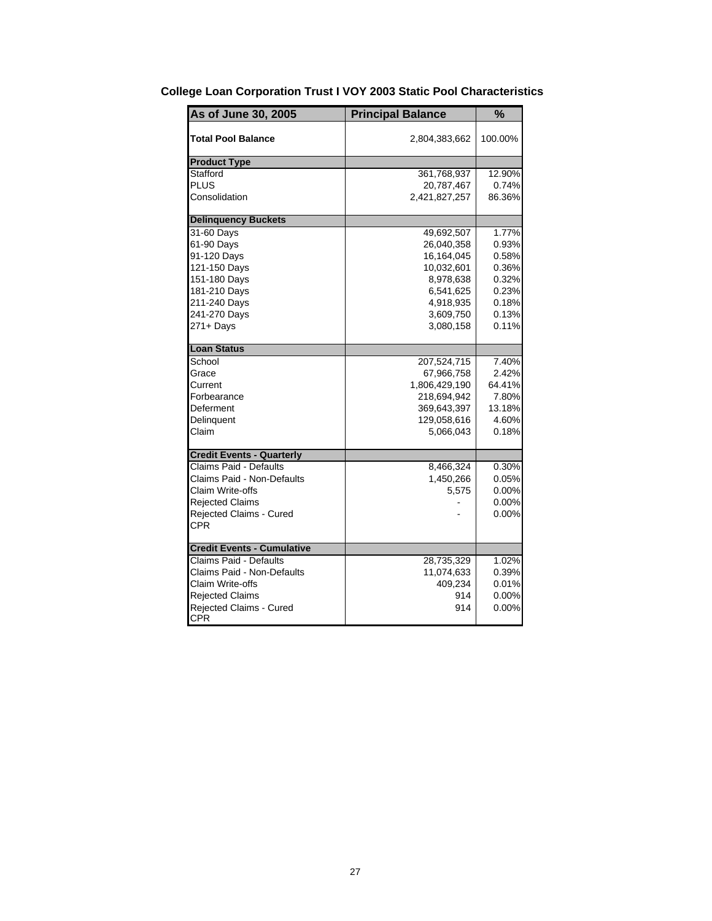**College Loan Corporation Trust I VOY 2003 Static Pool Characteristics**

| As of June 30, 2005 | Principal Balance | % |
|---|---|---|
| **Total Pool Balance** | 2,804,383,662 | 100.00% |
| **Product Type** | | |
| Stafford | 361,768,937 | 12.90% |
| PLUS | 20,787,467 | 0.74% |
| Consolidation | 2,421,827,257 | 86.36% |
| **Delinquency Buckets** | | |
| 31-60 Days | 49,692,507 | 1.77% |
| 61-90 Days | 26,040,358 | 0.93% |
| 91-120 Days | 16,164,045 | 0.58% |
| 121-150 Days | 10,032,601 | 0.36% |
| 151-180 Days | 8,978,638 | 0.32% |
| 181-210 Days | 6,541,625 | 0.23% |
| 211-240 Days | 4,918,935 | 0.18% |
| 241-270 Days | 3,609,750 | 0.13% |
| 271+ Days | 3,080,158 | 0.11% |
| **Loan Status** | | |
| School | 207,524,715 | 7.40% |
| Grace | 67,966,758 | 2.42% |
| Current | 1,806,429,190 | 64.41% |
| Forbearance | 218,694,942 | 7.80% |
| Deferment | 369,643,397 | 13.18% |
| Delinquent | 129,058,616 | 4.60% |
| Claim | 5,066,043 | 0.18% |
| **Credit Events - Quarterly** | | |
| Claims Paid - Defaults | 8,466,324 | 0.30% |
| Claims Paid - Non-Defaults | 1,450,266 | 0.05% |
| Claim Write-offs | 5,575 | 0.00% |
| Rejected Claims | - | 0.00% |
| Rejected Claims - Cured | - | 0.00% |
| CPR | | |
| **Credit Events - Cumulative** | | |
| Claims Paid - Defaults | 28,735,329 | 1.02% |
| Claims Paid - Non-Defaults | 11,074,633 | 0.39% |
| Claim Write-offs | 409,234 | 0.01% |
| Rejected Claims | 914 | 0.00% |
| Rejected Claims - Cured | 914 | 0.00% |
| CPR | | |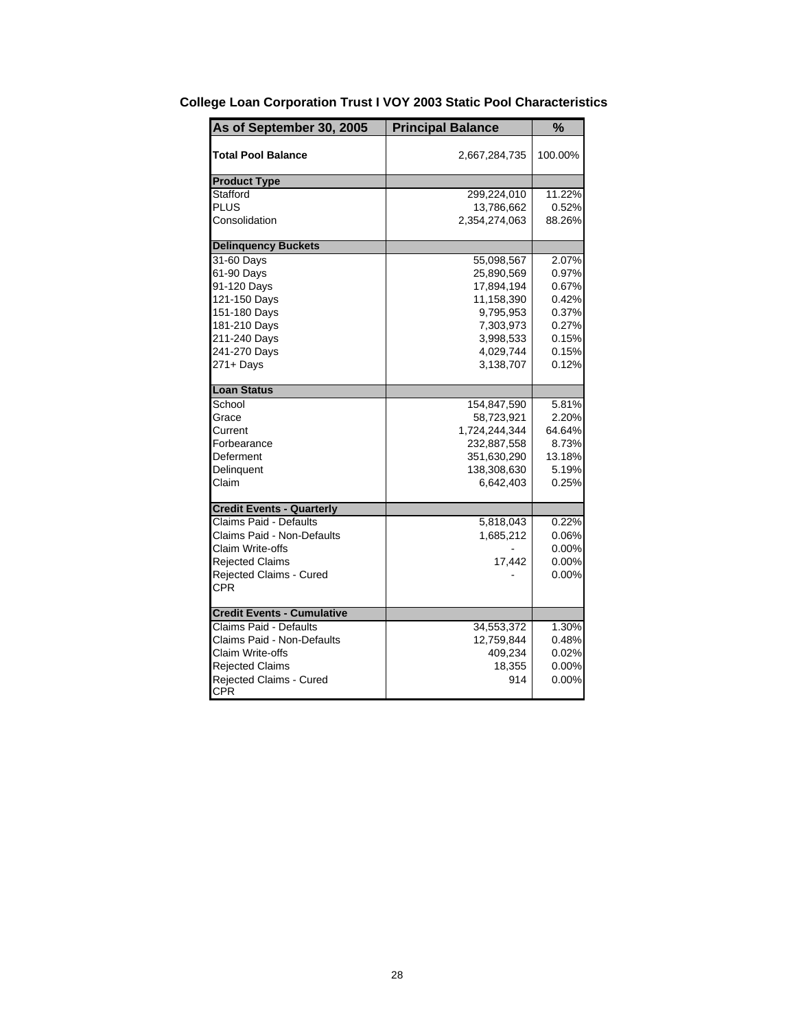# College Loan Corporation Trust I VOY 2003 Static Pool Characteristics

| As of September 30, 2005 | Principal Balance | % |
|---|---|---|
| **Total Pool Balance** | 2,667,284,735 | 100.00% |
| **Product Type** | | |
| Stafford | 299,224,010 | 11.22% |
| PLUS | 13,786,662 | 0.52% |
| Consolidation | 2,354,274,063 | 88.26% |
| **Delinquency Buckets** | | |
| 31-60 Days | 55,098,567 | 2.07% |
| 61-90 Days | 25,890,569 | 0.97% |
| 91-120 Days | 17,894,194 | 0.67% |
| 121-150 Days | 11,158,390 | 0.42% |
| 151-180 Days | 9,795,953 | 0.37% |
| 181-210 Days | 7,303,973 | 0.27% |
| 211-240 Days | 3,998,533 | 0.15% |
| 241-270 Days | 4,029,744 | 0.15% |
| 271+ Days | 3,138,707 | 0.12% |
| **Loan Status** | | |
| School | 154,847,590 | 5.81% |
| Grace | 58,723,921 | 2.20% |
| Current | 1,724,244,344 | 64.64% |
| Forbearance | 232,887,558 | 8.73% |
| Deferment | 351,630,290 | 13.18% |
| Delinquent | 138,308,630 | 5.19% |
| Claim | 6,642,403 | 0.25% |
| **Credit Events - Quarterly** | | |
| Claims Paid - Defaults | 5,818,043 | 0.22% |
| Claims Paid - Non-Defaults | 1,685,212 | 0.06% |
| Claim Write-offs | - | 0.00% |
| Rejected Claims | 17,442 | 0.00% |
| Rejected Claims - Cured | - | 0.00% |
| CPR | | |
| **Credit Events - Cumulative** | | |
| Claims Paid - Defaults | 34,553,372 | 1.30% |
| Claims Paid - Non-Defaults | 12,759,844 | 0.48% |
| Claim Write-offs | 409,234 | 0.02% |
| Rejected Claims | 18,355 | 0.00% |
| Rejected Claims - Cured | 914 | 0.00% |
| CPR | | |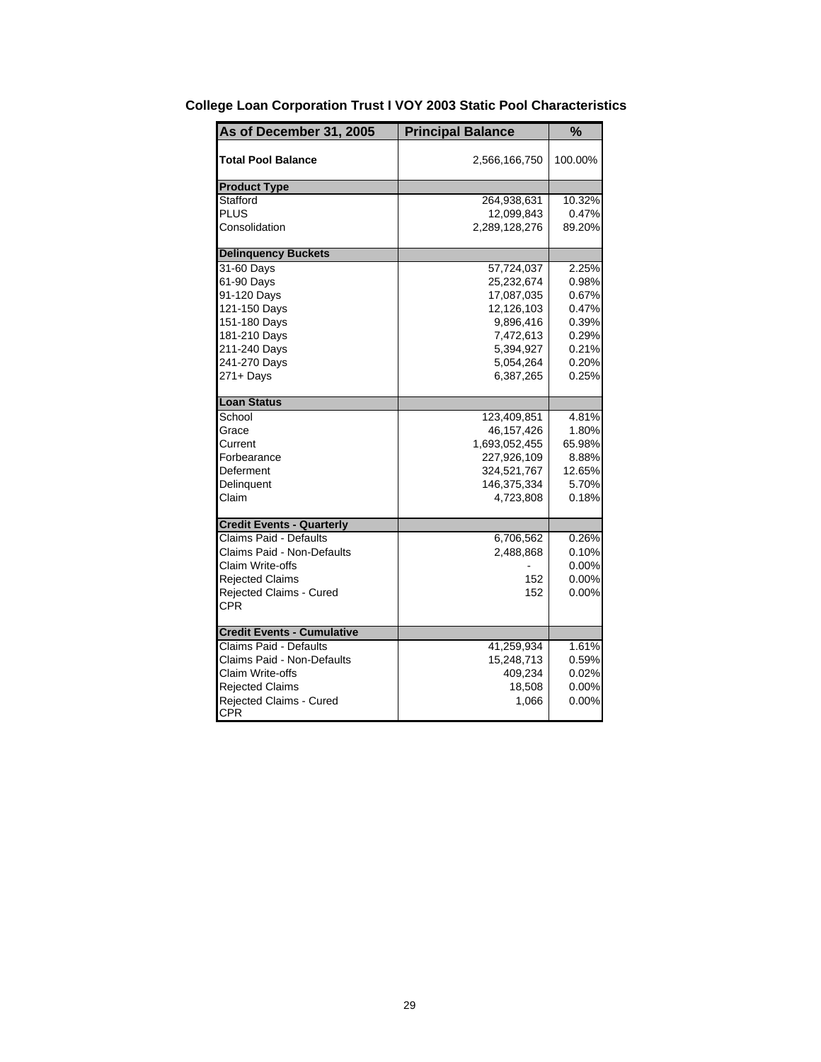## College Loan Corporation Trust I VOY 2003 Static Pool Characteristics

| As of December 31, 2005 | Principal Balance | % |
|---|---|---|
| **Total Pool Balance** | 2,566,166,750 | 100.00% |
| **Product Type** | | |
| Stafford | 264,938,631 | 10.32% |
| PLUS | 12,099,843 | 0.47% |
| Consolidation | 2,289,128,276 | 89.20% |
| **Delinquency Buckets** | | |
| 31-60 Days | 57,724,037 | 2.25% |
| 61-90 Days | 25,232,674 | 0.98% |
| 91-120 Days | 17,087,035 | 0.67% |
| 121-150 Days | 12,126,103 | 0.47% |
| 151-180 Days | 9,896,416 | 0.39% |
| 181-210 Days | 7,472,613 | 0.29% |
| 211-240 Days | 5,394,927 | 0.21% |
| 241-270 Days | 5,054,264 | 0.20% |
| 271+ Days | 6,387,265 | 0.25% |
| **Loan Status** | | |
| School | 123,409,851 | 4.81% |
| Grace | 46,157,426 | 1.80% |
| Current | 1,693,052,455 | 65.98% |
| Forbearance | 227,926,109 | 8.88% |
| Deferment | 324,521,767 | 12.65% |
| Delinquent | 146,375,334 | 5.70% |
| Claim | 4,723,808 | 0.18% |
| **Credit Events - Quarterly** | | |
| Claims Paid - Defaults | 6,706,562 | 0.26% |
| Claims Paid - Non-Defaults | 2,488,868 | 0.10% |
| Claim Write-offs | - | 0.00% |
| Rejected Claims | 152 | 0.00% |
| Rejected Claims - Cured | 152 | 0.00% |
| CPR | | |
| **Credit Events - Cumulative** | | |
| Claims Paid - Defaults | 41,259,934 | 1.61% |
| Claims Paid - Non-Defaults | 15,248,713 | 0.59% |
| Claim Write-offs | 409,234 | 0.02% |
| Rejected Claims | 18,508 | 0.00% |
| Rejected Claims - Cured | 1,066 | 0.00% |
| CPR | | |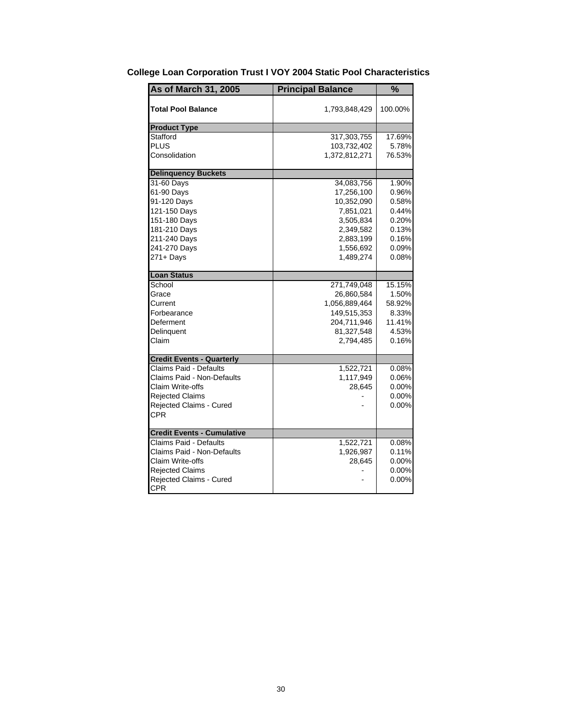## College Loan Corporation Trust I VOY 2004 Static Pool Characteristics

| As of March 31, 2005 | Principal Balance | % |
|---|---|---|
| **Total Pool Balance** | 1,793,848,429 | 100.00% |
| **Product Type** | | |
| Stafford | 317,303,755 | 17.69% |
| PLUS | 103,732,402 | 5.78% |
| Consolidation | 1,372,812,271 | 76.53% |
| **Delinquency Buckets** | | |
| 31-60 Days | 34,083,756 | 1.90% |
| 61-90 Days | 17,256,100 | 0.96% |
| 91-120 Days | 10,352,090 | 0.58% |
| 121-150 Days | 7,851,021 | 0.44% |
| 151-180 Days | 3,505,834 | 0.20% |
| 181-210 Days | 2,349,582 | 0.13% |
| 211-240 Days | 2,883,199 | 0.16% |
| 241-270 Days | 1,556,692 | 0.09% |
| 271+ Days | 1,489,274 | 0.08% |
| **Loan Status** | | |
| School | 271,749,048 | 15.15% |
| Grace | 26,860,584 | 1.50% |
| Current | 1,056,889,464 | 58.92% |
| Forbearance | 149,515,353 | 8.33% |
| Deferment | 204,711,946 | 11.41% |
| Delinquent | 81,327,548 | 4.53% |
| Claim | 2,794,485 | 0.16% |
| **Credit Events - Quarterly** | | |
| Claims Paid - Defaults | 1,522,721 | 0.08% |
| Claims Paid - Non-Defaults | 1,117,949 | 0.06% |
| Claim Write-offs | 28,645 | 0.00% |
| Rejected Claims | - | 0.00% |
| Rejected Claims - Cured | - | 0.00% |
| CPR | | |
| **Credit Events - Cumulative** | | |
| Claims Paid - Defaults | 1,522,721 | 0.08% |
| Claims Paid - Non-Defaults | 1,926,987 | 0.11% |
| Claim Write-offs | 28,645 | 0.00% |
| Rejected Claims | - | 0.00% |
| Rejected Claims - Cured | - | 0.00% |
| CPR | | |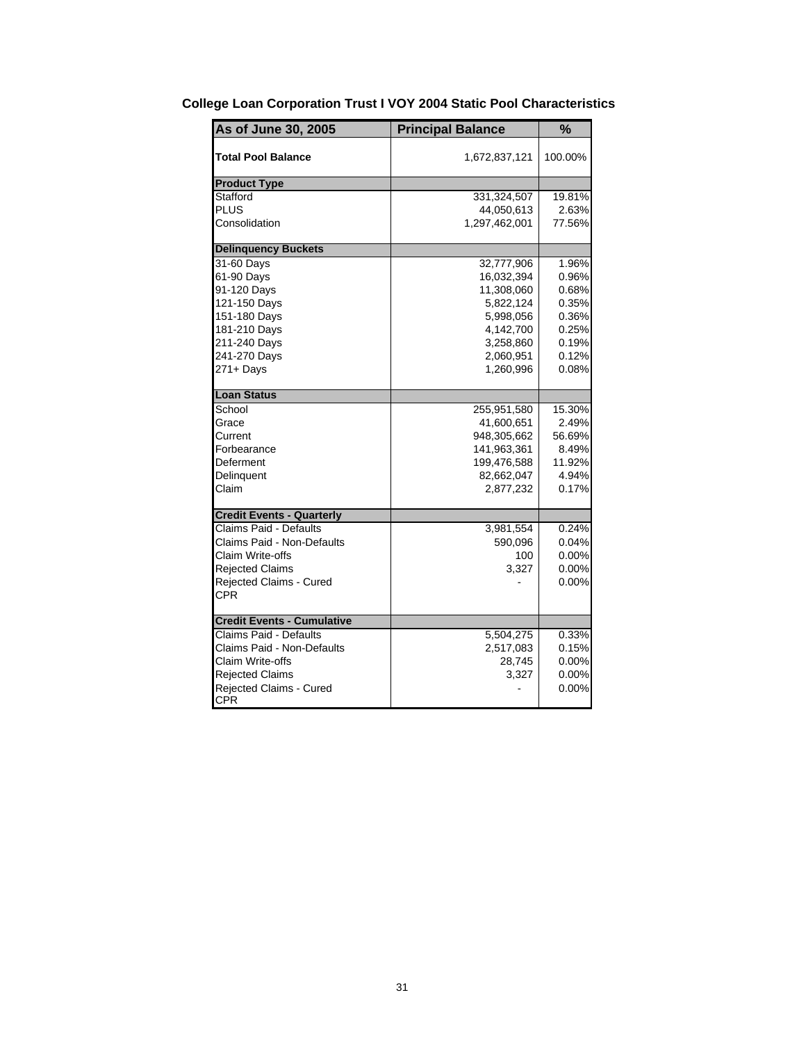## College Loan Corporation Trust I VOY 2004 Static Pool Characteristics

| As of June 30, 2005 | Principal Balance | % |
|---|---|---|
| **Total Pool Balance** | 1,672,837,121 | 100.00% |
| **Product Type** | | |
| Stafford | 331,324,507 | 19.81% |
| PLUS | 44,050,613 | 2.63% |
| Consolidation | 1,297,462,001 | 77.56% |
| **Delinquency Buckets** | | |
| 31-60 Days | 32,777,906 | 1.96% |
| 61-90 Days | 16,032,394 | 0.96% |
| 91-120 Days | 11,308,060 | 0.68% |
| 121-150 Days | 5,822,124 | 0.35% |
| 151-180 Days | 5,998,056 | 0.36% |
| 181-210 Days | 4,142,700 | 0.25% |
| 211-240 Days | 3,258,860 | 0.19% |
| 241-270 Days | 2,060,951 | 0.12% |
| 271+ Days | 1,260,996 | 0.08% |
| **Loan Status** | | |
| School | 255,951,580 | 15.30% |
| Grace | 41,600,651 | 2.49% |
| Current | 948,305,662 | 56.69% |
| Forbearance | 141,963,361 | 8.49% |
| Deferment | 199,476,588 | 11.92% |
| Delinquent | 82,662,047 | 4.94% |
| Claim | 2,877,232 | 0.17% |
| **Credit Events - Quarterly** | | |
| Claims Paid - Defaults | 3,981,554 | 0.24% |
| Claims Paid - Non-Defaults | 590,096 | 0.04% |
| Claim Write-offs | 100 | 0.00% |
| Rejected Claims | 3,327 | 0.00% |
| Rejected Claims - Cured | - | 0.00% |
| CPR | | |
| **Credit Events - Cumulative** | | |
| Claims Paid - Defaults | 5,504,275 | 0.33% |
| Claims Paid - Non-Defaults | 2,517,083 | 0.15% |
| Claim Write-offs | 28,745 | 0.00% |
| Rejected Claims | 3,327 | 0.00% |
| Rejected Claims - Cured | - | 0.00% |
| CPR | | |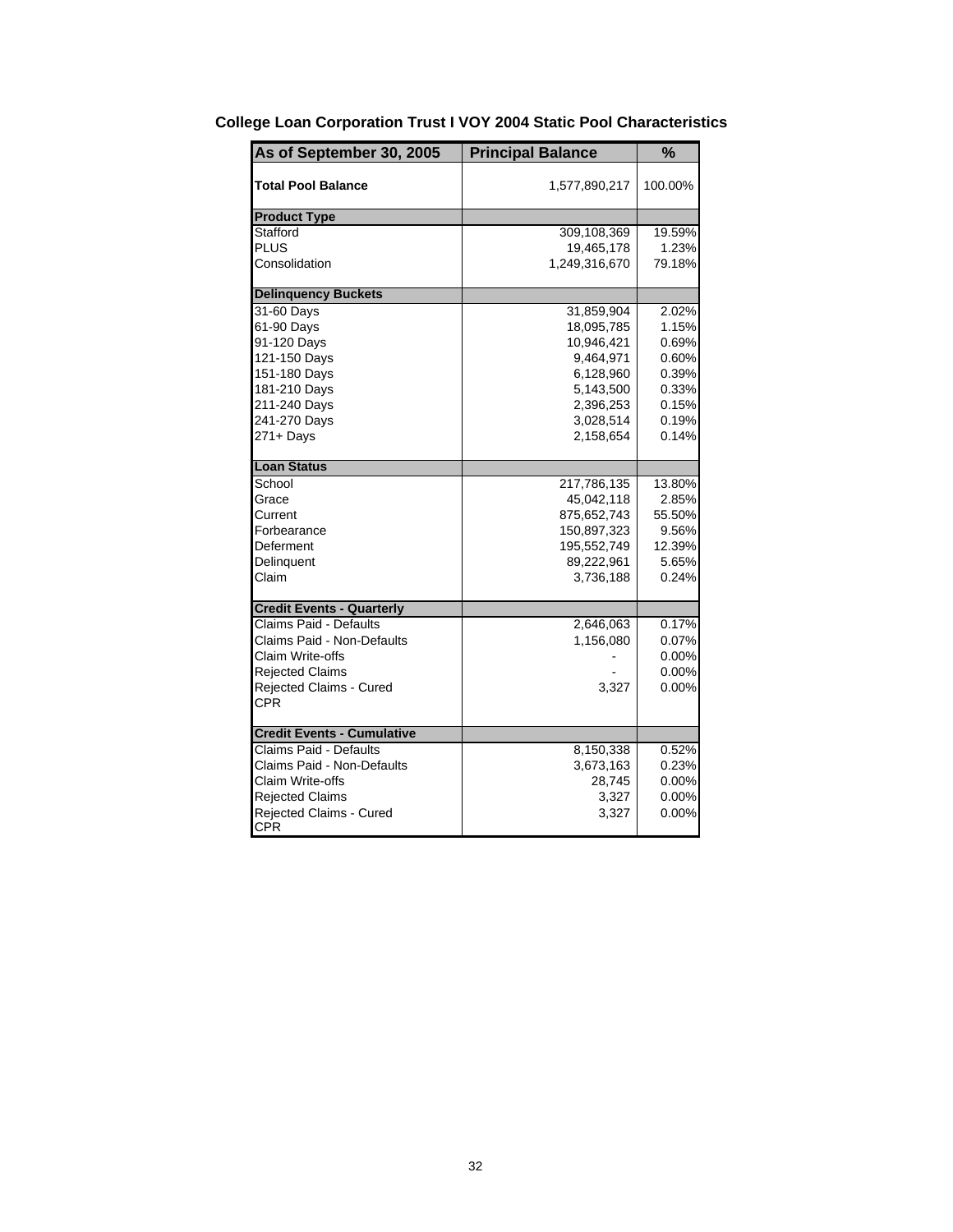**College Loan Corporation Trust I VOY 2004 Static Pool Characteristics**

| As of September 30, 2005 | Principal Balance | % |
|---|---|---|
| **Total Pool Balance** | 1,577,890,217 | 100.00% |
| **Product Type** | | |
| Stafford | 309,108,369 | 19.59% |
| PLUS | 19,465,178 | 1.23% |
| Consolidation | 1,249,316,670 | 79.18% |
| **Delinquency Buckets** | | |
| 31-60 Days | 31,859,904 | 2.02% |
| 61-90 Days | 18,095,785 | 1.15% |
| 91-120 Days | 10,946,421 | 0.69% |
| 121-150 Days | 9,464,971 | 0.60% |
| 151-180 Days | 6,128,960 | 0.39% |
| 181-210 Days | 5,143,500 | 0.33% |
| 211-240 Days | 2,396,253 | 0.15% |
| 241-270 Days | 3,028,514 | 0.19% |
| 271+ Days | 2,158,654 | 0.14% |
| **Loan Status** | | |
| School | 217,786,135 | 13.80% |
| Grace | 45,042,118 | 2.85% |
| Current | 875,652,743 | 55.50% |
| Forbearance | 150,897,323 | 9.56% |
| Deferment | 195,552,749 | 12.39% |
| Delinquent | 89,222,961 | 5.65% |
| Claim | 3,736,188 | 0.24% |
| **Credit Events - Quarterly** | | |
| Claims Paid - Defaults | 2,646,063 | 0.17% |
| Claims Paid - Non-Defaults | 1,156,080 | 0.07% |
| Claim Write-offs | - | 0.00% |
| Rejected Claims | - | 0.00% |
| Rejected Claims - Cured | 3,327 | 0.00% |
| CPR | | |
| **Credit Events - Cumulative** | | |
| Claims Paid - Defaults | 8,150,338 | 0.52% |
| Claims Paid - Non-Defaults | 3,673,163 | 0.23% |
| Claim Write-offs | 28,745 | 0.00% |
| Rejected Claims | 3,327 | 0.00% |
| Rejected Claims - Cured | 3,327 | 0.00% |
| CPR | | |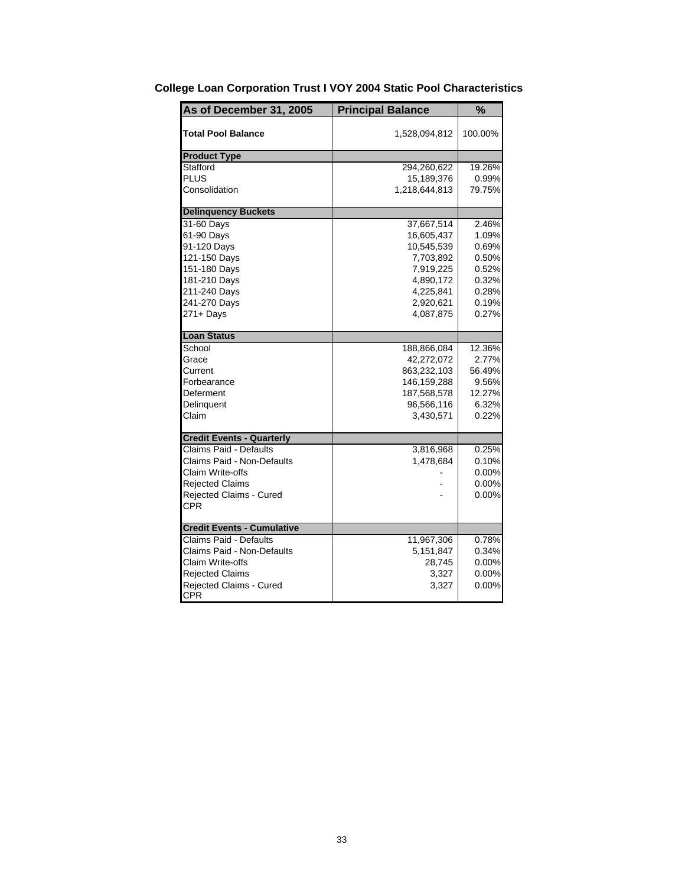# College Loan Corporation Trust I VOY 2004 Static Pool Characteristics

| As of December 31, 2005 | Principal Balance | % |
|---|---|---|
| **Total Pool Balance** | 1,528,094,812 | 100.00% |
| **Product Type** | | |
| Stafford | 294,260,622 | 19.26% |
| PLUS | 15,189,376 | 0.99% |
| Consolidation | 1,218,644,813 | 79.75% |
| **Delinquency Buckets** | | |
| 31-60 Days | 37,667,514 | 2.46% |
| 61-90 Days | 16,605,437 | 1.09% |
| 91-120 Days | 10,545,539 | 0.69% |
| 121-150 Days | 7,703,892 | 0.50% |
| 151-180 Days | 7,919,225 | 0.52% |
| 181-210 Days | 4,890,172 | 0.32% |
| 211-240 Days | 4,225,841 | 0.28% |
| 241-270 Days | 2,920,621 | 0.19% |
| 271+ Days | 4,087,875 | 0.27% |
| **Loan Status** | | |
| School | 188,866,084 | 12.36% |
| Grace | 42,272,072 | 2.77% |
| Current | 863,232,103 | 56.49% |
| Forbearance | 146,159,288 | 9.56% |
| Deferment | 187,568,578 | 12.27% |
| Delinquent | 96,566,116 | 6.32% |
| Claim | 3,430,571 | 0.22% |
| **Credit Events - Quarterly** | | |
| Claims Paid - Defaults | 3,816,968 | 0.25% |
| Claims Paid - Non-Defaults | 1,478,684 | 0.10% |
| Claim Write-offs | - | 0.00% |
| Rejected Claims | - | 0.00% |
| Rejected Claims - Cured | - | 0.00% |
| CPR | | |
| **Credit Events - Cumulative** | | |
| Claims Paid - Defaults | 11,967,306 | 0.78% |
| Claims Paid - Non-Defaults | 5,151,847 | 0.34% |
| Claim Write-offs | 28,745 | 0.00% |
| Rejected Claims | 3,327 | 0.00% |
| Rejected Claims - Cured | 3,327 | 0.00% |
| CPR | | |